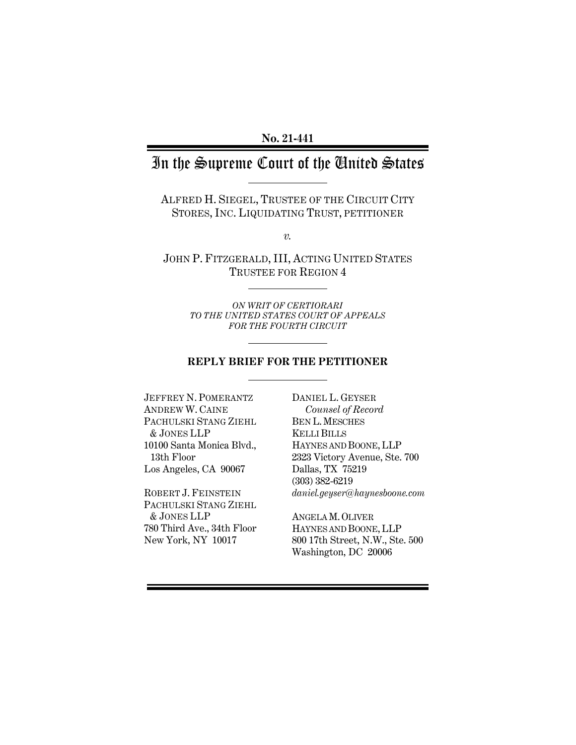**No. 21-441**

# In the Supreme Court of the United States

ALFRED H. SIEGEL, TRUSTEE OF THE CIRCUIT CITY STORES, INC. LIQUIDATING TRUST, PETITIONER

*v.*

JOHN P. FITZGERALD, III, ACTING UNITED STATES TRUSTEE FOR REGION 4

*ON WRIT OF CERTIORARI TO THE UNITED STATES COURT OF APPEALS FOR THE FOURTH CIRCUIT*

**REPLY BRIEF FOR THE PETITIONER**

JEFFREY N. POMERANTZ
ANDREW W. CAINE
PACHULSKI STANG ZIEHL & JONES LLP
10100 Santa Monica Blvd., 13th Floor
Los Angeles, CA 90067

ROBERT J. FEINSTEIN
PACHULSKI STANG ZIEHL & JONES LLP
780 Third Ave., 34th Floor
New York, NY 10017

DANIEL L. GEYSER
*Counsel of Record*
BEN L. MESCHES
KELLI BILLS
HAYNES AND BOONE, LLP
2323 Victory Avenue, Ste. 700
Dallas, TX 75219
(303) 382-6219
*daniel.geyser@haynesboone.com*

ANGELA M. OLIVER
HAYNES AND BOONE, LLP
800 17th Street, N.W., Ste. 500
Washington, DC 20006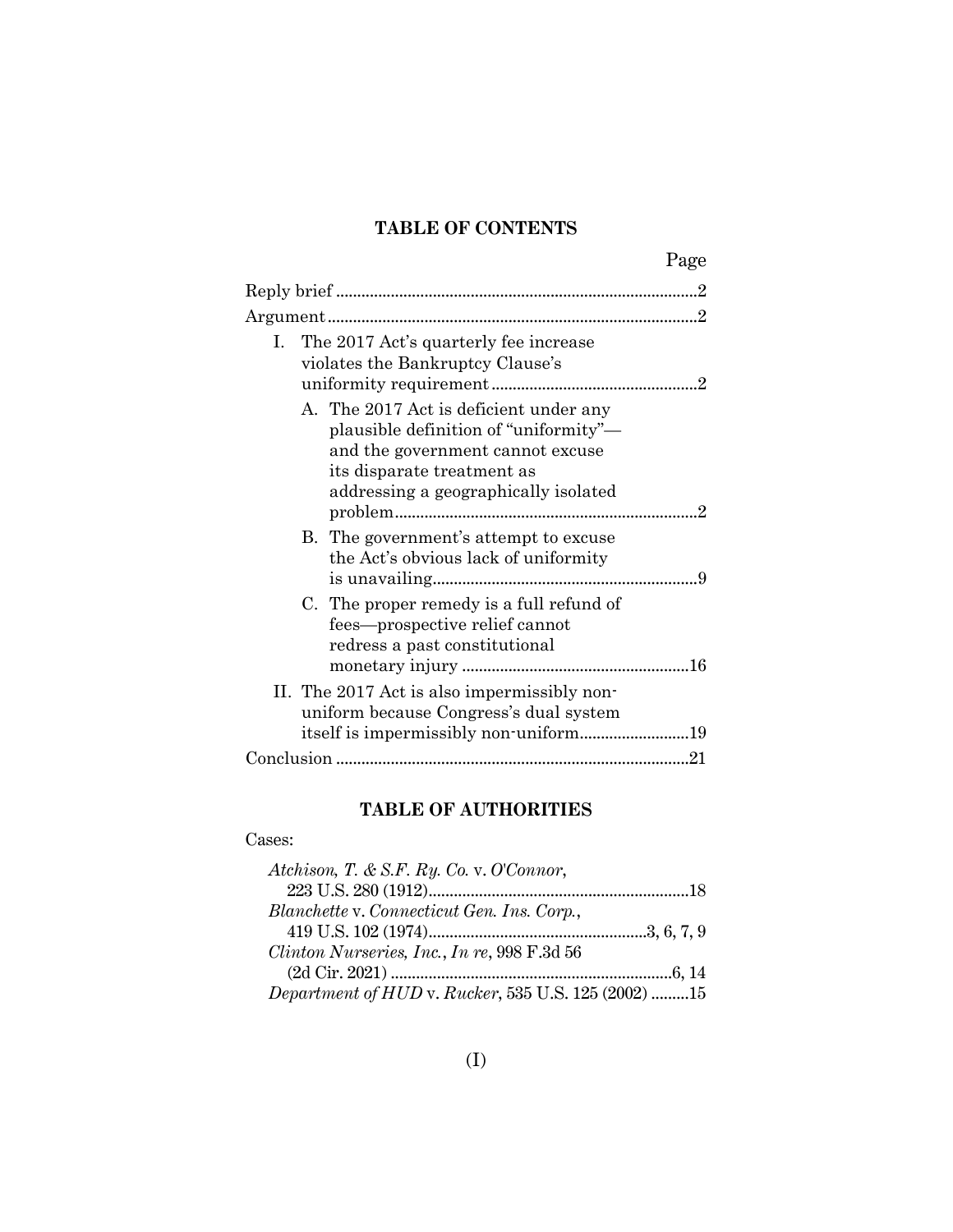## TABLE OF CONTENTS

| | Page |
|---|---|
| Reply brief | 2 |
| Argument | 2 |
| I. The 2017 Act's quarterly fee increase violates the Bankruptcy Clause's uniformity requirement | 2 |
| A. The 2017 Act is deficient under any plausible definition of "uniformity"—and the government cannot excuse its disparate treatment as addressing a geographically isolated problem | 2 |
| B. The government's attempt to excuse the Act's obvious lack of uniformity is unavailing | 9 |
| C. The proper remedy is a full refund of fees—prospective relief cannot redress a past constitutional monetary injury | 16 |
| II. The 2017 Act is also impermissibly non-uniform because Congress's dual system itself is impermissibly non-uniform | 19 |
| Conclusion | 21 |

## TABLE OF AUTHORITIES

Cases:

| | |
|---|---|
| *Atchison, T. & S.F. Ry. Co.* v. *O'Connor*, 223 U.S. 280 (1912) | 18 |
| *Blanchette* v. *Connecticut Gen. Ins. Corp.*, 419 U.S. 102 (1974) | 3, 6, 7, 9 |
| *Clinton Nurseries, Inc.*, *In re*, 998 F.3d 56 (2d Cir. 2021) | 6, 14 |
| *Department of HUD* v. *Rucker*, 535 U.S. 125 (2002) | 15 |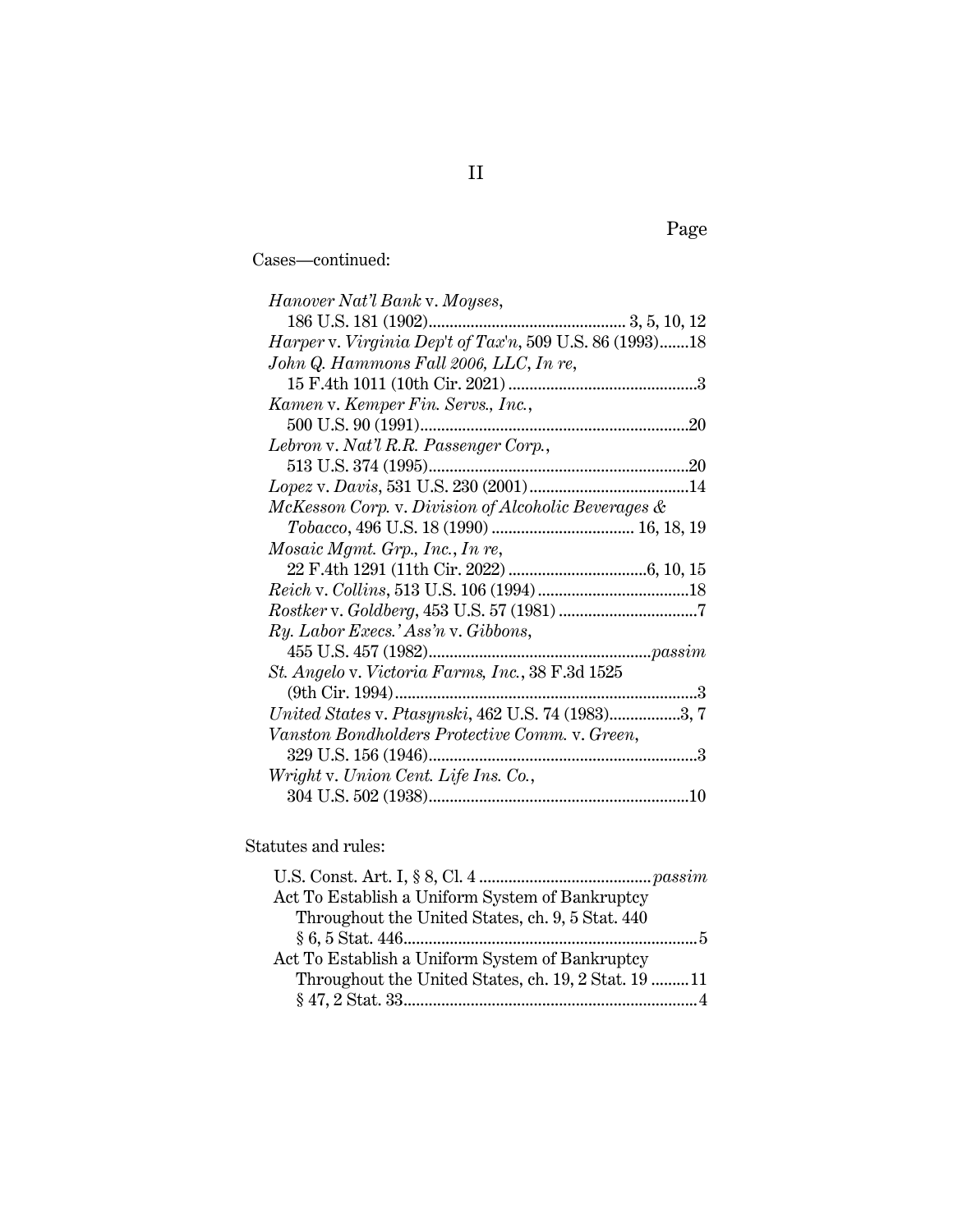Page

Cases—continued:

*Hanover Nat'l Bank* v. *Moyses*,
186 U.S. 181 (1902)............................................... 3, 5, 10, 12

*Harper* v. *Virginia Dep't of Tax'n*, 509 U.S. 86 (1993).......18

*John Q. Hammons Fall 2006, LLC, In re*,
15 F.4th 1011 (10th Cir. 2021) .............................................3

*Kamen* v. *Kemper Fin. Servs., Inc.*,
500 U.S. 90 (1991)................................................................20

*Lebron* v. *Nat'l R.R. Passenger Corp.*,
513 U.S. 374 (1995)..............................................................20

*Lopez* v. *Davis*, 531 U.S. 230 (2001)......................................14

*McKesson Corp.* v. *Division of Alcoholic Beverages & Tobacco*, 496 U.S. 18 (1990) .................................. 16, 18, 19

*Mosaic Mgmt. Grp., Inc., In re*,
22 F.4th 1291 (11th Cir. 2022) .................................6, 10, 15

*Reich* v. *Collins*, 513 U.S. 106 (1994) ....................................18

*Rostker* v. *Goldberg*, 453 U.S. 57 (1981) .................................7

*Ry. Labor Execs.' Ass'n* v. *Gibbons*,
455 U.S. 457 (1982)....................................................*passim*

*St. Angelo* v. *Victoria Farms, Inc.*, 38 F.3d 1525
(9th Cir. 1994)........................................................................3

*United States* v. *Ptasynski*, 462 U.S. 74 (1983).................3, 7

*Vanston Bondholders Protective Comm.* v. *Green*,
329 U.S. 156 (1946)................................................................3

*Wright* v. *Union Cent. Life Ins. Co.*,
304 U.S. 502 (1938)..............................................................10

Statutes and rules:

U.S. Const. Art. I, § 8, Cl. 4 .........................................*passim*

Act To Establish a Uniform System of Bankruptcy Throughout the United States, ch. 9, 5 Stat. 440
§ 6, 5 Stat. 446......................................................................5

Act To Establish a Uniform System of Bankruptcy Throughout the United States, ch. 19, 2 Stat. 19 .........11
§ 47, 2 Stat. 33......................................................................4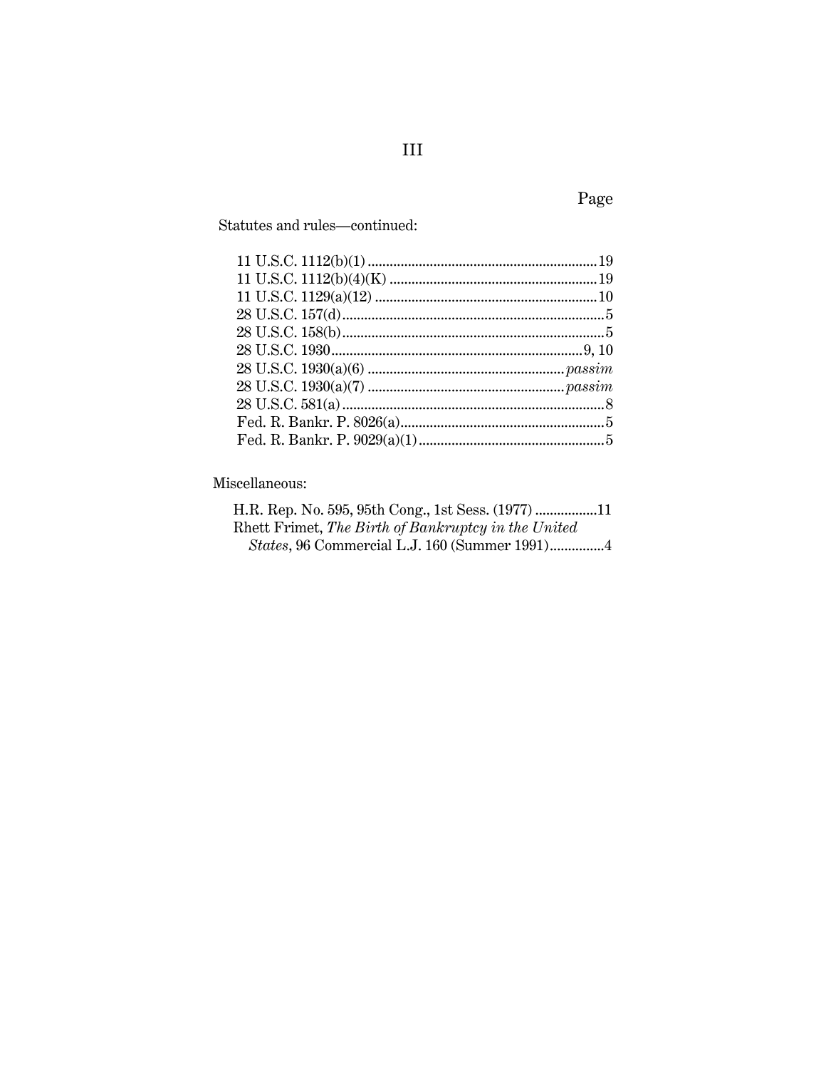Page

Statutes and rules—continued:

11 U.S.C. 1112(b)(1) .............................................................19
11 U.S.C. 1112(b)(4)(K) .........................................................19
11 U.S.C. 1129(a)(12) ............................................................10
28 U.S.C. 157(d).......................................................................5
28 U.S.C. 158(b).......................................................................5
28 U.S.C. 1930....................................................................9, 10
28 U.S.C. 1930(a)(6) .....................................................*passim*
28 U.S.C. 1930(a)(7) .....................................................*passim*
28 U.S.C. 581(a) ........................................................................8
Fed. R. Bankr. P. 8026(a)........................................................5
Fed. R. Bankr. P. 9029(a)(1)...................................................5

Miscellaneous:

H.R. Rep. No. 595, 95th Cong., 1st Sess. (1977) .................11
Rhett Frimet, *The Birth of Bankruptcy in the United States*, 96 Commercial L.J. 160 (Summer 1991)..............4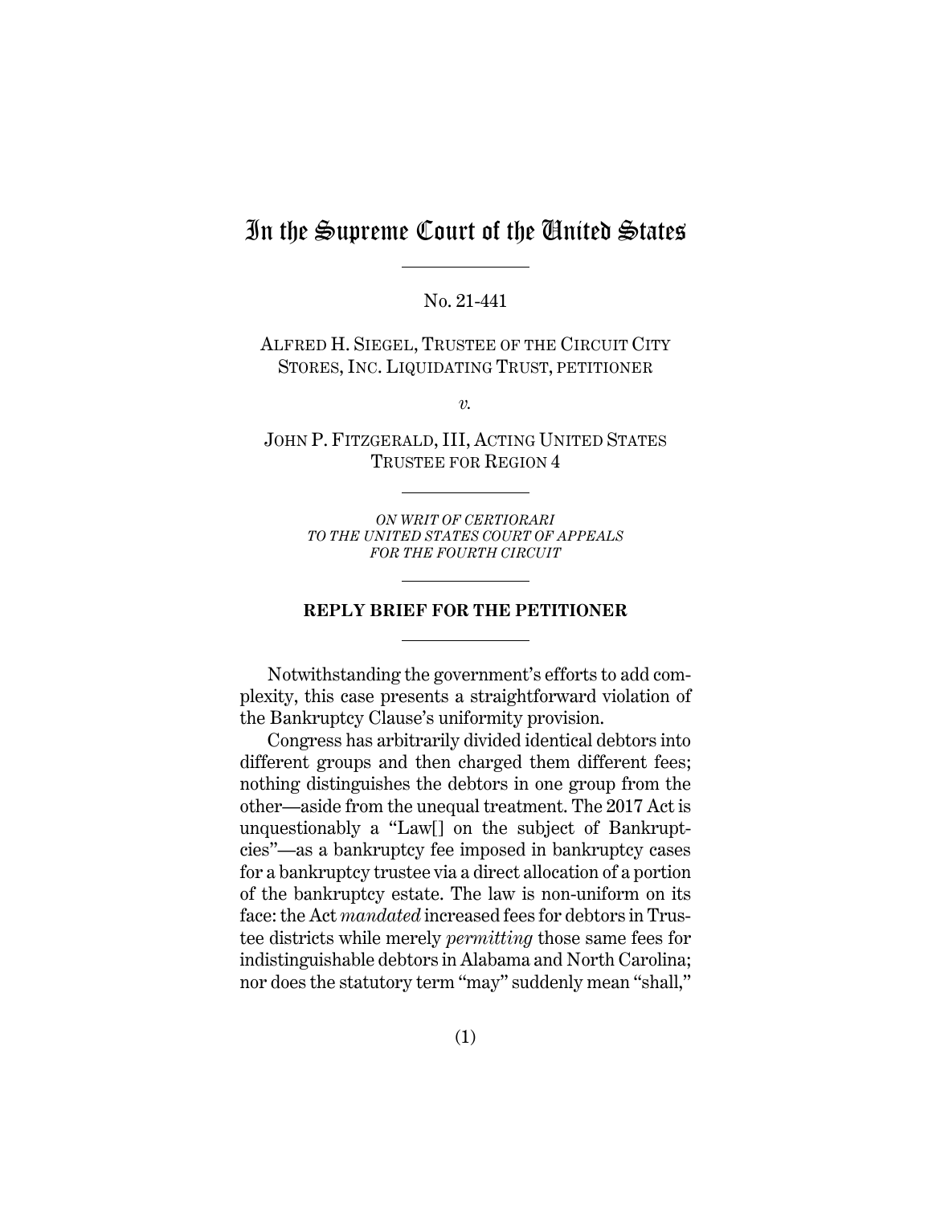# In the Supreme Court of the United States

No. 21-441

ALFRED H. SIEGEL, TRUSTEE OF THE CIRCUIT CITY STORES, INC. LIQUIDATING TRUST, PETITIONER

*v.*

JOHN P. FITZGERALD, III, ACTING UNITED STATES TRUSTEE FOR REGION 4

*ON WRIT OF CERTIORARI TO THE UNITED STATES COURT OF APPEALS FOR THE FOURTH CIRCUIT*

**REPLY BRIEF FOR THE PETITIONER**

Notwithstanding the government's efforts to add complexity, this case presents a straightforward violation of the Bankruptcy Clause's uniformity provision.

Congress has arbitrarily divided identical debtors into different groups and then charged them different fees; nothing distinguishes the debtors in one group from the other—aside from the unequal treatment. The 2017 Act is unquestionably a "Law[] on the subject of Bankruptcies"—as a bankruptcy fee imposed in bankruptcy cases for a bankruptcy trustee via a direct allocation of a portion of the bankruptcy estate. The law is non-uniform on its face: the Act *mandated* increased fees for debtors in Trustee districts while merely *permitting* those same fees for indistinguishable debtors in Alabama and North Carolina; nor does the statutory term "may" suddenly mean "shall,"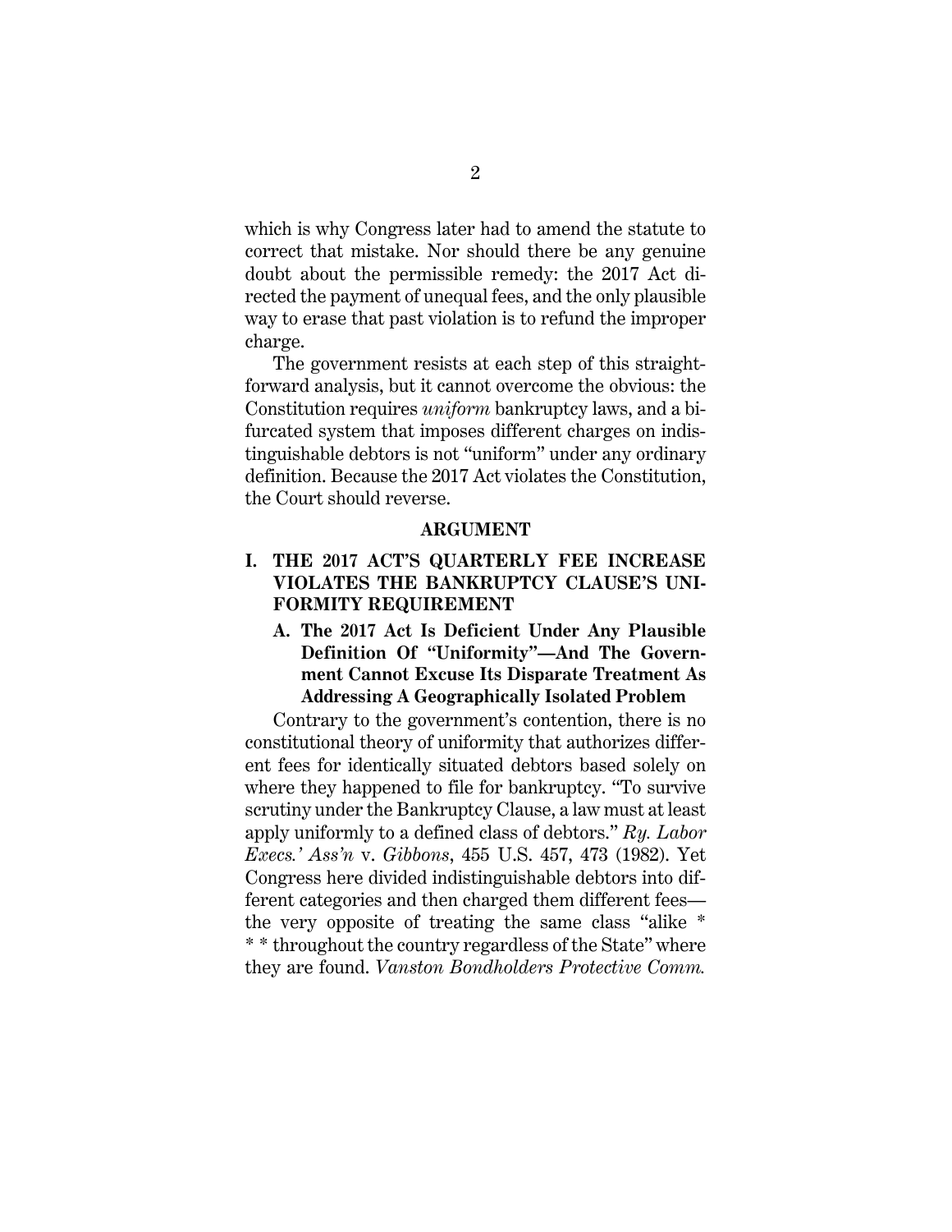which is why Congress later had to amend the statute to correct that mistake. Nor should there be any genuine doubt about the permissible remedy: the 2017 Act directed the payment of unequal fees, and the only plausible way to erase that past violation is to refund the improper charge.

The government resists at each step of this straightforward analysis, but it cannot overcome the obvious: the Constitution requires *uniform* bankruptcy laws, and a bifurcated system that imposes different charges on indistinguishable debtors is not "uniform" under any ordinary definition. Because the 2017 Act violates the Constitution, the Court should reverse.

## ARGUMENT

### I. THE 2017 ACT'S QUARTERLY FEE INCREASE VIOLATES THE BANKRUPTCY CLAUSE'S UNIFORMITY REQUIREMENT

#### A. The 2017 Act Is Deficient Under Any Plausible Definition Of "Uniformity"—And The Government Cannot Excuse Its Disparate Treatment As Addressing A Geographically Isolated Problem

Contrary to the government's contention, there is no constitutional theory of uniformity that authorizes different fees for identically situated debtors based solely on where they happened to file for bankruptcy. "To survive scrutiny under the Bankruptcy Clause, a law must at least apply uniformly to a defined class of debtors." *Ry. Labor Execs.' Ass'n* v. *Gibbons*, 455 U.S. 457, 473 (1982). Yet Congress here divided indistinguishable debtors into different categories and then charged them different fees—the very opposite of treating the same class "alike * * * throughout the country regardless of the State" where they are found. *Vanston Bondholders Protective Comm.*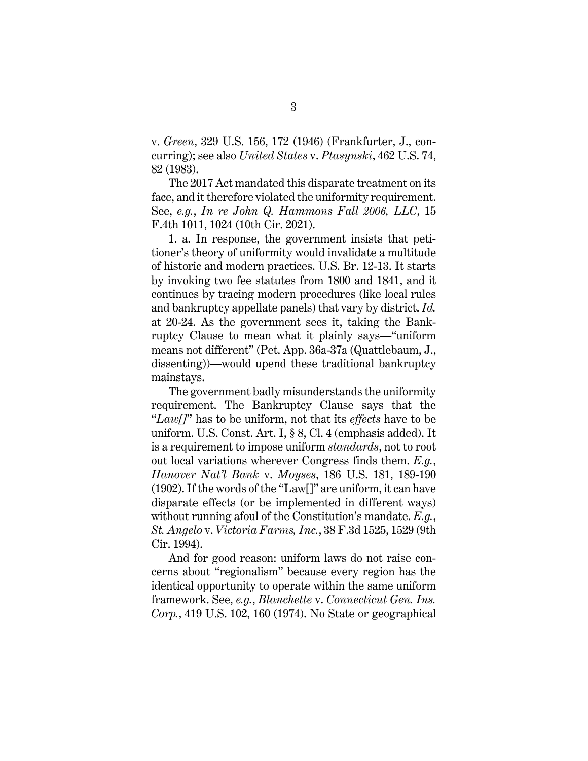v. *Green*, 329 U.S. 156, 172 (1946) (Frankfurter, J., concurring); see also *United States* v. *Ptasynski*, 462 U.S. 74, 82 (1983).

The 2017 Act mandated this disparate treatment on its face, and it therefore violated the uniformity requirement. See, *e.g.*, *In re John Q. Hammons Fall 2006, LLC*, 15 F.4th 1011, 1024 (10th Cir. 2021).

1. a. In response, the government insists that petitioner's theory of uniformity would invalidate a multitude of historic and modern practices. U.S. Br. 12-13. It starts by invoking two fee statutes from 1800 and 1841, and it continues by tracing modern procedures (like local rules and bankruptcy appellate panels) that vary by district. *Id.* at 20-24. As the government sees it, taking the Bankruptcy Clause to mean what it plainly says—"uniform means not different" (Pet. App. 36a-37a (Quattlebaum, J., dissenting))—would upend these traditional bankruptcy mainstays.

The government badly misunderstands the uniformity requirement. The Bankruptcy Clause says that the "*Law[]*" has to be uniform, not that its *effects* have to be uniform. U.S. Const. Art. I, § 8, Cl. 4 (emphasis added). It is a requirement to impose uniform *standards*, not to root out local variations wherever Congress finds them. *E.g.*, *Hanover Nat'l Bank* v. *Moyses*, 186 U.S. 181, 189-190 (1902). If the words of the "Law[]" are uniform, it can have disparate effects (or be implemented in different ways) without running afoul of the Constitution's mandate. *E.g.*, *St. Angelo* v. *Victoria Farms, Inc.*, 38 F.3d 1525, 1529 (9th Cir. 1994).

And for good reason: uniform laws do not raise concerns about "regionalism" because every region has the identical opportunity to operate within the same uniform framework. See, *e.g.*, *Blanchette* v. *Connecticut Gen. Ins. Corp.*, 419 U.S. 102, 160 (1974). No State or geographical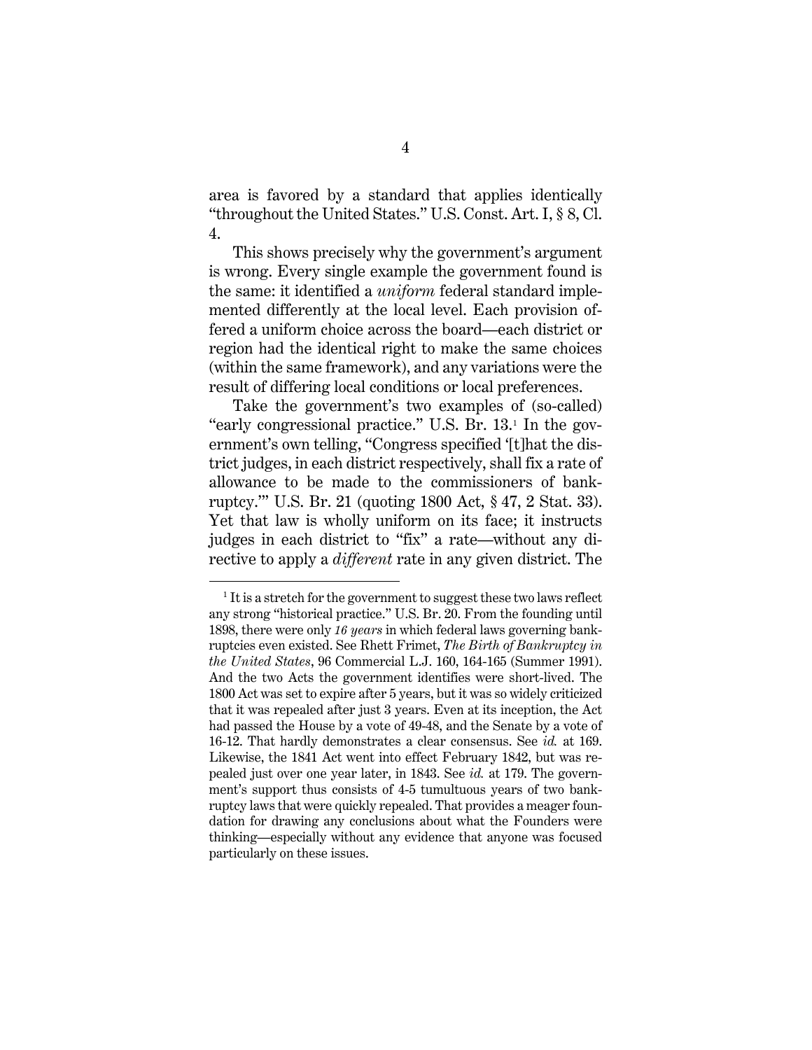area is favored by a standard that applies identically "throughout the United States." U.S. Const. Art. I, § 8, Cl. 4.

This shows precisely why the government's argument is wrong. Every single example the government found is the same: it identified a *uniform* federal standard implemented differently at the local level. Each provision offered a uniform choice across the board—each district or region had the identical right to make the same choices (within the same framework), and any variations were the result of differing local conditions or local preferences.

Take the government's two examples of (so-called) "early congressional practice." U.S. Br. 13.[1] In the government's own telling, "Congress specified '[t]hat the district judges, in each district respectively, shall fix a rate of allowance to be made to the commissioners of bankruptcy.'" U.S. Br. 21 (quoting 1800 Act, § 47, 2 Stat. 33). Yet that law is wholly uniform on its face; it instructs judges in each district to "fix" a rate—without any directive to apply a *different* rate in any given district. The

[1] It is a stretch for the government to suggest these two laws reflect any strong "historical practice." U.S. Br. 20. From the founding until 1898, there were only *16 years* in which federal laws governing bankruptcies even existed. See Rhett Frimet, *The Birth of Bankruptcy in the United States*, 96 Commercial L.J. 160, 164-165 (Summer 1991). And the two Acts the government identifies were short-lived. The 1800 Act was set to expire after 5 years, but it was so widely criticized that it was repealed after just 3 years. Even at its inception, the Act had passed the House by a vote of 49-48, and the Senate by a vote of 16-12. That hardly demonstrates a clear consensus. See *id.* at 169. Likewise, the 1841 Act went into effect February 1842, but was repealed just over one year later, in 1843. See *id.* at 179. The government's support thus consists of 4-5 tumultuous years of two bankruptcy laws that were quickly repealed. That provides a meager foundation for drawing any conclusions about what the Founders were thinking—especially without any evidence that anyone was focused particularly on these issues.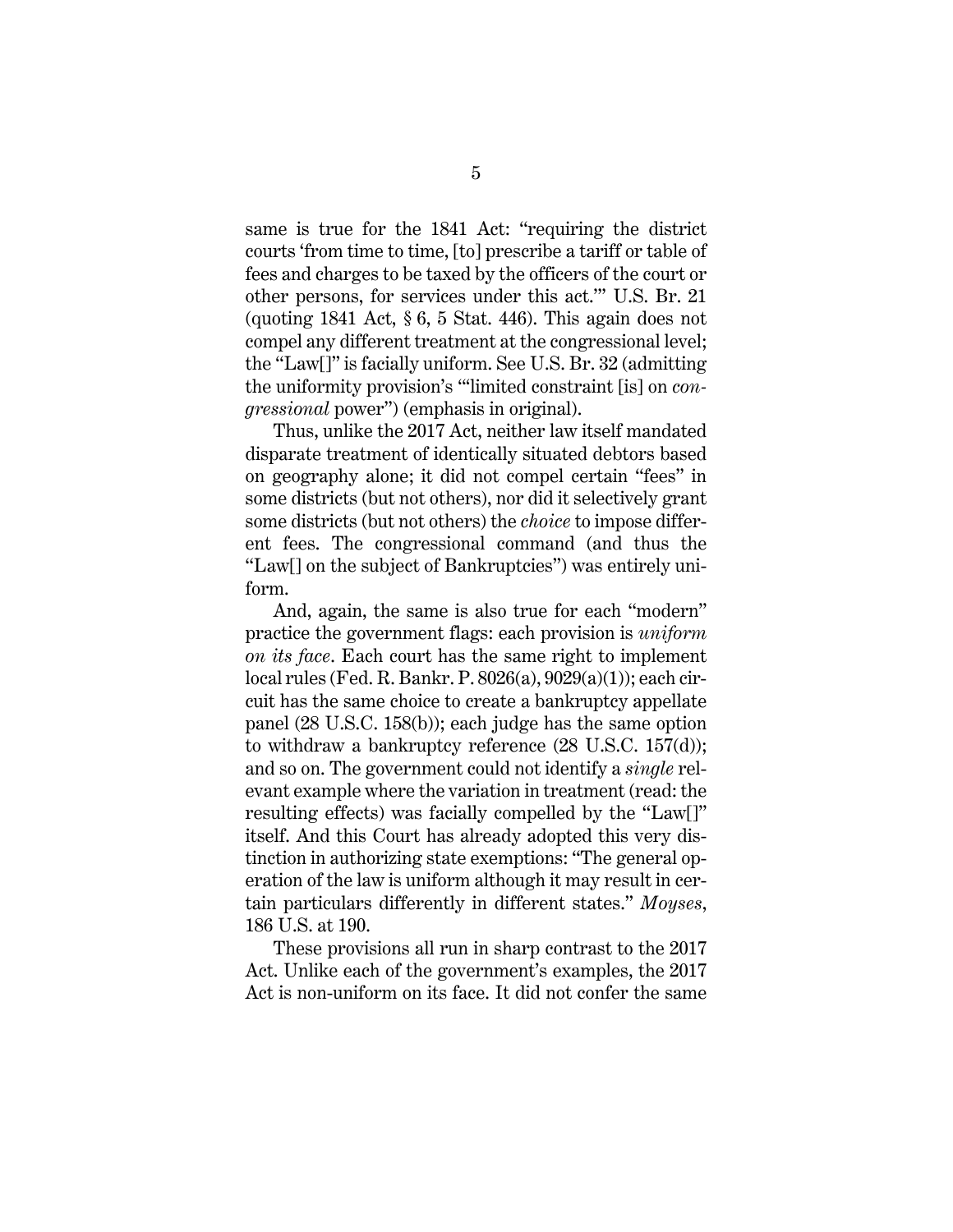same is true for the 1841 Act: "requiring the district courts 'from time to time, [to] prescribe a tariff or table of fees and charges to be taxed by the officers of the court or other persons, for services under this act.'" U.S. Br. 21 (quoting 1841 Act, § 6, 5 Stat. 446). This again does not compel any different treatment at the congressional level; the "Law[]" is facially uniform. See U.S. Br. 32 (admitting the uniformity provision's "'limited constraint [is] on *congressional* power") (emphasis in original).

Thus, unlike the 2017 Act, neither law itself mandated disparate treatment of identically situated debtors based on geography alone; it did not compel certain "fees" in some districts (but not others), nor did it selectively grant some districts (but not others) the *choice* to impose different fees. The congressional command (and thus the "Law[] on the subject of Bankruptcies") was entirely uniform.

And, again, the same is also true for each "modern" practice the government flags: each provision is *uniform on its face*. Each court has the same right to implement local rules (Fed. R. Bankr. P. 8026(a), 9029(a)(1)); each circuit has the same choice to create a bankruptcy appellate panel (28 U.S.C. 158(b)); each judge has the same option to withdraw a bankruptcy reference (28 U.S.C. 157(d)); and so on. The government could not identify a *single* relevant example where the variation in treatment (read: the resulting effects) was facially compelled by the "Law[]" itself. And this Court has already adopted this very distinction in authorizing state exemptions: "The general operation of the law is uniform although it may result in certain particulars differently in different states." *Moyses*, 186 U.S. at 190.

These provisions all run in sharp contrast to the 2017 Act. Unlike each of the government's examples, the 2017 Act is non-uniform on its face. It did not confer the same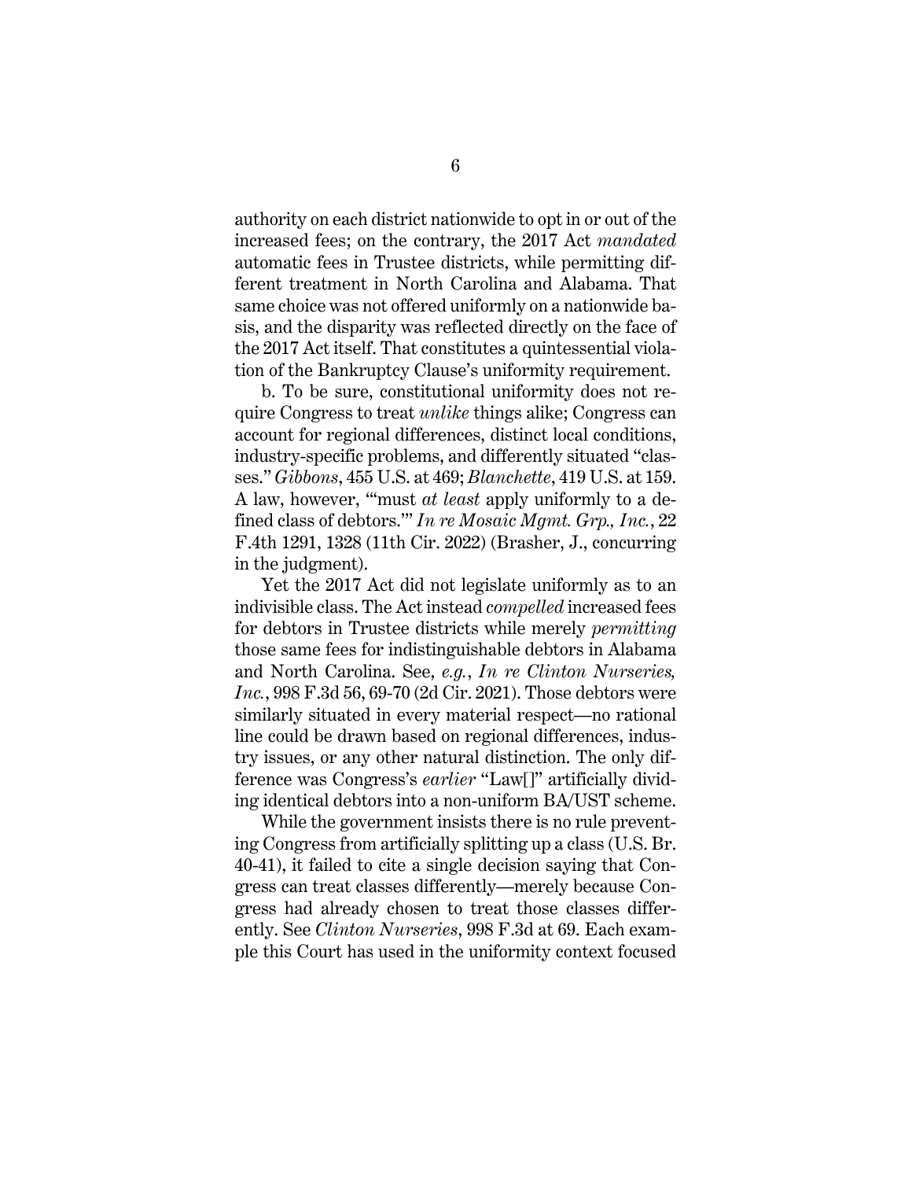authority on each district nationwide to opt in or out of the increased fees; on the contrary, the 2017 Act *mandated* automatic fees in Trustee districts, while permitting different treatment in North Carolina and Alabama. That same choice was not offered uniformly on a nationwide basis, and the disparity was reflected directly on the face of the 2017 Act itself. That constitutes a quintessential violation of the Bankruptcy Clause's uniformity requirement.

b. To be sure, constitutional uniformity does not require Congress to treat *unlike* things alike; Congress can account for regional differences, distinct local conditions, industry-specific problems, and differently situated "classes." *Gibbons*, 455 U.S. at 469; *Blanchette*, 419 U.S. at 159. A law, however, "'must *at least* apply uniformly to a defined class of debtors.'" *In re Mosaic Mgmt. Grp., Inc.*, 22 F.4th 1291, 1328 (11th Cir. 2022) (Brasher, J., concurring in the judgment).

Yet the 2017 Act did not legislate uniformly as to an indivisible class. The Act instead *compelled* increased fees for debtors in Trustee districts while merely *permitting* those same fees for indistinguishable debtors in Alabama and North Carolina. See, *e.g.*, *In re Clinton Nurseries, Inc.*, 998 F.3d 56, 69-70 (2d Cir. 2021). Those debtors were similarly situated in every material respect—no rational line could be drawn based on regional differences, industry issues, or any other natural distinction. The only difference was Congress's *earlier* "Law[]" artificially dividing identical debtors into a non-uniform BA/UST scheme.

While the government insists there is no rule preventing Congress from artificially splitting up a class (U.S. Br. 40-41), it failed to cite a single decision saying that Congress can treat classes differently—merely because Congress had already chosen to treat those classes differently. See *Clinton Nurseries*, 998 F.3d at 69. Each example this Court has used in the uniformity context focused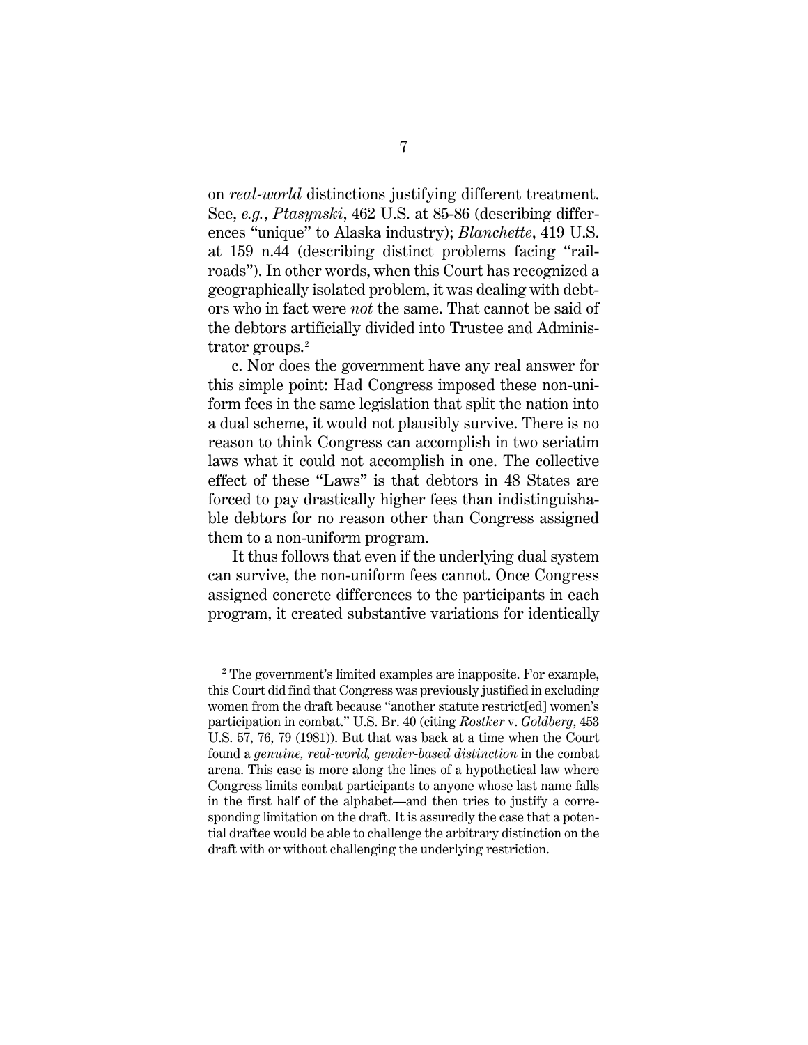on *real-world* distinctions justifying different treatment. See, *e.g.*, *Ptasynski*, 462 U.S. at 85-86 (describing differences "unique" to Alaska industry); *Blanchette*, 419 U.S. at 159 n.44 (describing distinct problems facing "railroads"). In other words, when this Court has recognized a geographically isolated problem, it was dealing with debtors who in fact were *not* the same. That cannot be said of the debtors artificially divided into Trustee and Administrator groups.[2]

c. Nor does the government have any real answer for this simple point: Had Congress imposed these non-uniform fees in the same legislation that split the nation into a dual scheme, it would not plausibly survive. There is no reason to think Congress can accomplish in two seriatim laws what it could not accomplish in one. The collective effect of these "Laws" is that debtors in 48 States are forced to pay drastically higher fees than indistinguishable debtors for no reason other than Congress assigned them to a non-uniform program.

It thus follows that even if the underlying dual system can survive, the non-uniform fees cannot. Once Congress assigned concrete differences to the participants in each program, it created substantive variations for identically

[2] The government's limited examples are inapposite. For example, this Court did find that Congress was previously justified in excluding women from the draft because "another statute restrict[ed] women's participation in combat." U.S. Br. 40 (citing *Rostker* v. *Goldberg*, 453 U.S. 57, 76, 79 (1981)). But that was back at a time when the Court found a *genuine, real-world, gender-based distinction* in the combat arena. This case is more along the lines of a hypothetical law where Congress limits combat participants to anyone whose last name falls in the first half of the alphabet—and then tries to justify a corresponding limitation on the draft. It is assuredly the case that a potential draftee would be able to challenge the arbitrary distinction on the draft with or without challenging the underlying restriction.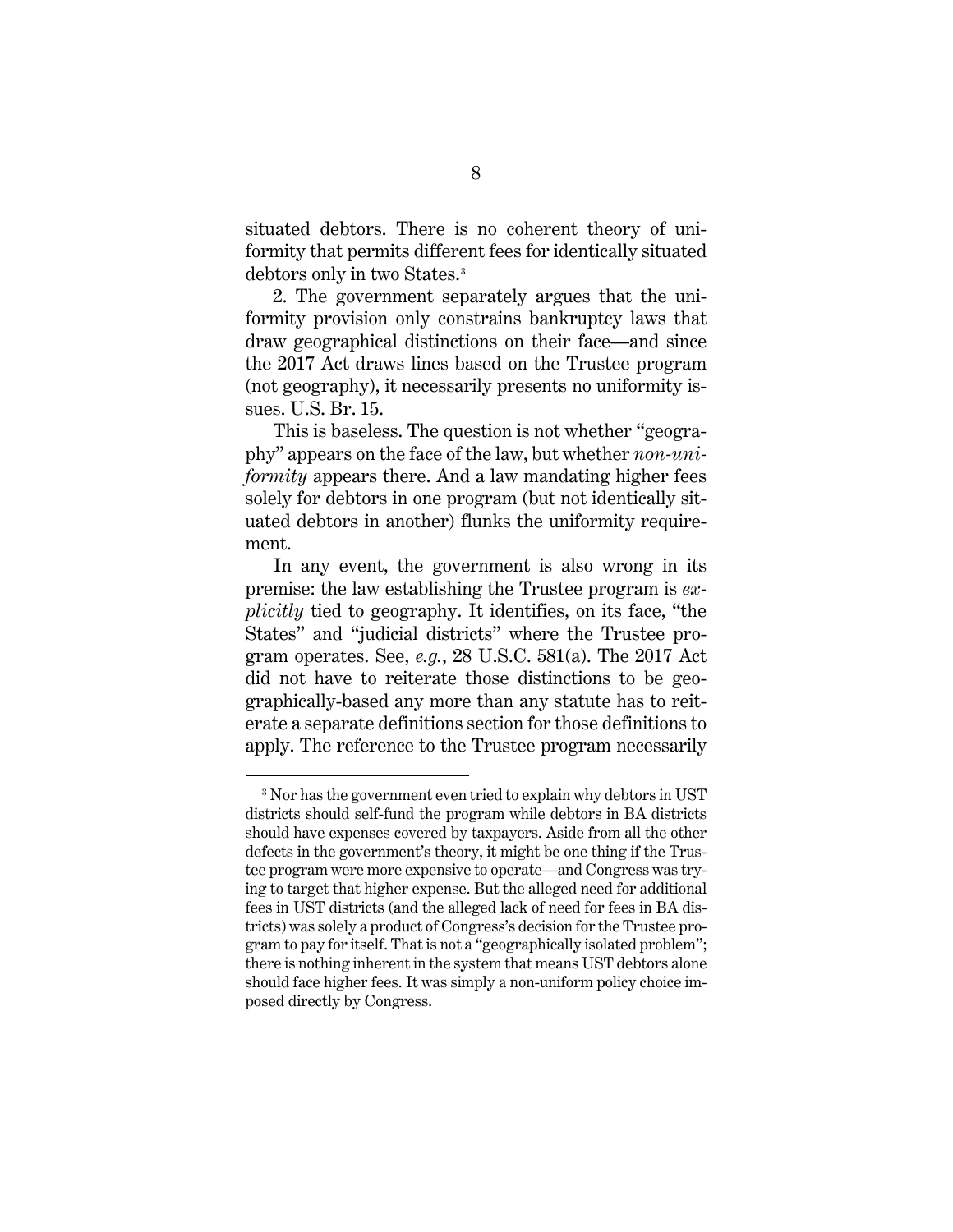situated debtors. There is no coherent theory of uniformity that permits different fees for identically situated debtors only in two States.[3]

2. The government separately argues that the uniformity provision only constrains bankruptcy laws that draw geographical distinctions on their face—and since the 2017 Act draws lines based on the Trustee program (not geography), it necessarily presents no uniformity issues. U.S. Br. 15.

This is baseless. The question is not whether "geography" appears on the face of the law, but whether *non-uniformity* appears there. And a law mandating higher fees solely for debtors in one program (but not identically situated debtors in another) flunks the uniformity requirement.

In any event, the government is also wrong in its premise: the law establishing the Trustee program is *explicitly* tied to geography. It identifies, on its face, "the States" and "judicial districts" where the Trustee program operates. See, *e.g.*, 28 U.S.C. 581(a). The 2017 Act did not have to reiterate those distinctions to be geographically-based any more than any statute has to reiterate a separate definitions section for those definitions to apply. The reference to the Trustee program necessarily

[3] Nor has the government even tried to explain why debtors in UST districts should self-fund the program while debtors in BA districts should have expenses covered by taxpayers. Aside from all the other defects in the government's theory, it might be one thing if the Trustee program were more expensive to operate—and Congress was trying to target that higher expense. But the alleged need for additional fees in UST districts (and the alleged lack of need for fees in BA districts) was solely a product of Congress's decision for the Trustee program to pay for itself. That is not a "geographically isolated problem"; there is nothing inherent in the system that means UST debtors alone should face higher fees. It was simply a non-uniform policy choice imposed directly by Congress.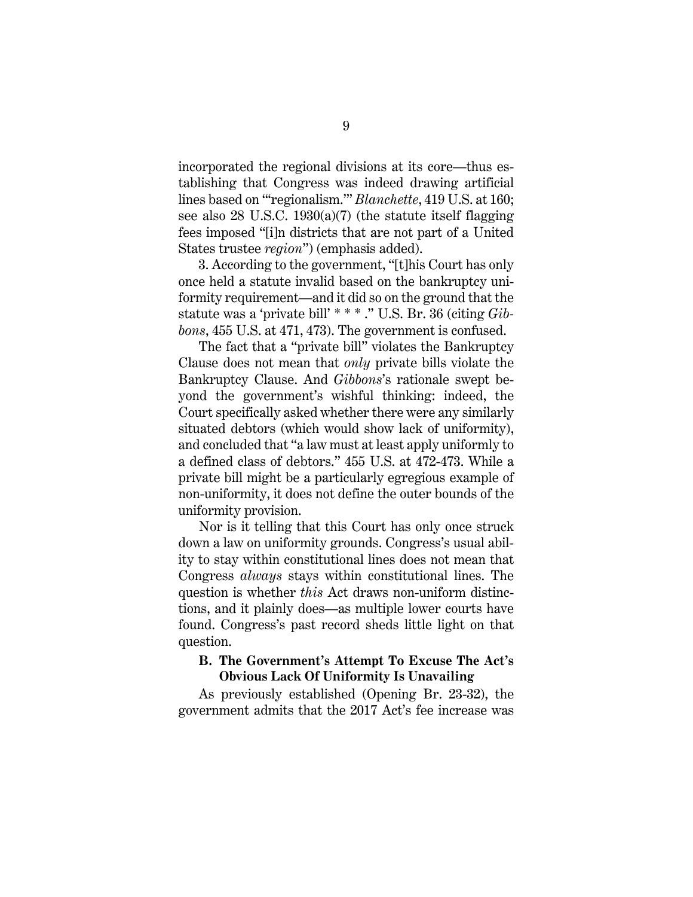incorporated the regional divisions at its core—thus establishing that Congress was indeed drawing artificial lines based on "'regionalism.'" *Blanchette*, 419 U.S. at 160; see also 28 U.S.C. 1930(a)(7) (the statute itself flagging fees imposed "[i]n districts that are not part of a United States trustee *region*") (emphasis added).

3. According to the government, "[t]his Court has only once held a statute invalid based on the bankruptcy uniformity requirement—and it did so on the ground that the statute was a 'private bill' * * * ." U.S. Br. 36 (citing *Gibbons*, 455 U.S. at 471, 473). The government is confused.

The fact that a "private bill" violates the Bankruptcy Clause does not mean that *only* private bills violate the Bankruptcy Clause. And *Gibbons*'s rationale swept beyond the government's wishful thinking: indeed, the Court specifically asked whether there were any similarly situated debtors (which would show lack of uniformity), and concluded that "a law must at least apply uniformly to a defined class of debtors." 455 U.S. at 472-473. While a private bill might be a particularly egregious example of non-uniformity, it does not define the outer bounds of the uniformity provision.

Nor is it telling that this Court has only once struck down a law on uniformity grounds. Congress's usual ability to stay within constitutional lines does not mean that Congress *always* stays within constitutional lines. The question is whether *this* Act draws non-uniform distinctions, and it plainly does—as multiple lower courts have found. Congress's past record sheds little light on that question.

### B. The Government's Attempt To Excuse The Act's Obvious Lack Of Uniformity Is Unavailing

As previously established (Opening Br. 23-32), the government admits that the 2017 Act's fee increase was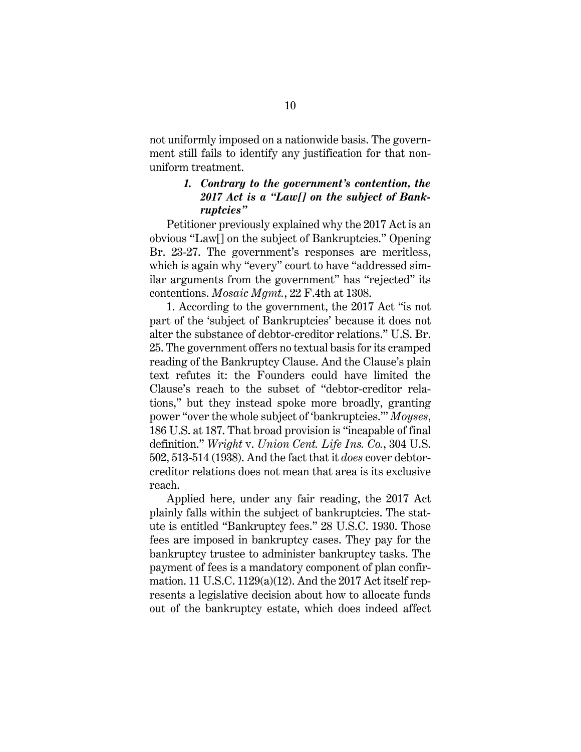not uniformly imposed on a nationwide basis. The government still fails to identify any justification for that non-uniform treatment.

### *1. Contrary to the government's contention, the 2017 Act is a "Law[] on the subject of Bankruptcies"*

Petitioner previously explained why the 2017 Act is an obvious "Law[] on the subject of Bankruptcies." Opening Br. 23-27. The government's responses are meritless, which is again why "every" court to have "addressed similar arguments from the government" has "rejected" its contentions. *Mosaic Mgmt.*, 22 F.4th at 1308.

1. According to the government, the 2017 Act "is not part of the 'subject of Bankruptcies' because it does not alter the substance of debtor-creditor relations." U.S. Br. 25. The government offers no textual basis for its cramped reading of the Bankruptcy Clause. And the Clause's plain text refutes it: the Founders could have limited the Clause's reach to the subset of "debtor-creditor relations," but they instead spoke more broadly, granting power "over the whole subject of 'bankruptcies.'" *Moyses*, 186 U.S. at 187. That broad provision is "incapable of final definition." *Wright* v. *Union Cent. Life Ins. Co.*, 304 U.S. 502, 513-514 (1938). And the fact that it *does* cover debtor-creditor relations does not mean that area is its exclusive reach.

Applied here, under any fair reading, the 2017 Act plainly falls within the subject of bankruptcies. The statute is entitled "Bankruptcy fees." 28 U.S.C. 1930. Those fees are imposed in bankruptcy cases. They pay for the bankruptcy trustee to administer bankruptcy tasks. The payment of fees is a mandatory component of plan confirmation. 11 U.S.C. 1129(a)(12). And the 2017 Act itself represents a legislative decision about how to allocate funds out of the bankruptcy estate, which does indeed affect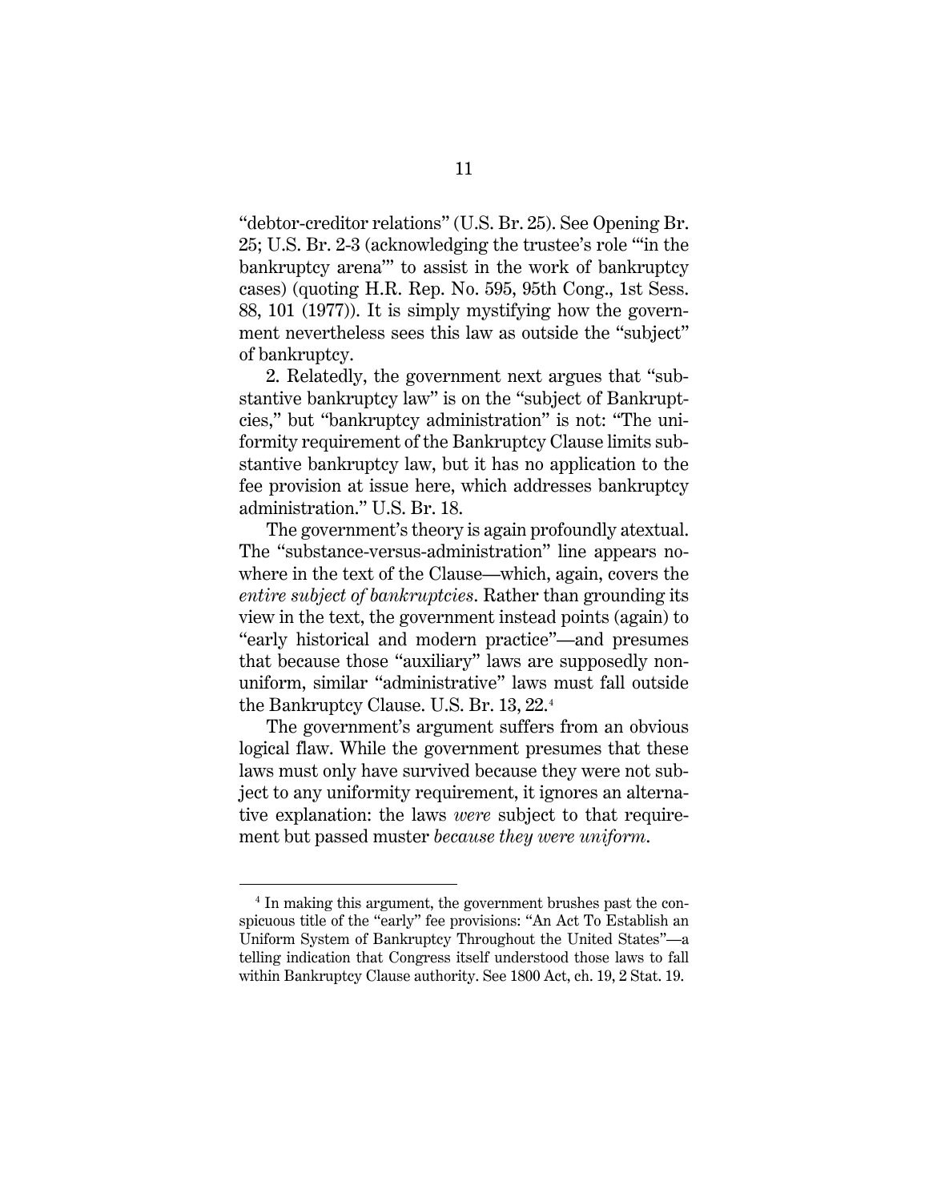"debtor-creditor relations" (U.S. Br. 25). See Opening Br. 25; U.S. Br. 2-3 (acknowledging the trustee's role "'in the bankruptcy arena'" to assist in the work of bankruptcy cases) (quoting H.R. Rep. No. 595, 95th Cong., 1st Sess. 88, 101 (1977)). It is simply mystifying how the government nevertheless sees this law as outside the "subject" of bankruptcy.

2. Relatedly, the government next argues that "substantive bankruptcy law" is on the "subject of Bankruptcies," but "bankruptcy administration" is not: "The uniformity requirement of the Bankruptcy Clause limits substantive bankruptcy law, but it has no application to the fee provision at issue here, which addresses bankruptcy administration." U.S. Br. 18.

The government's theory is again profoundly atextual. The "substance-versus-administration" line appears nowhere in the text of the Clause—which, again, covers the *entire subject of bankruptcies*. Rather than grounding its view in the text, the government instead points (again) to "early historical and modern practice"—and presumes that because those "auxiliary" laws are supposedly non-uniform, similar "administrative" laws must fall outside the Bankruptcy Clause. U.S. Br. 13, 22.[4]

The government's argument suffers from an obvious logical flaw. While the government presumes that these laws must only have survived because they were not subject to any uniformity requirement, it ignores an alternative explanation: the laws *were* subject to that requirement but passed muster *because they were uniform*.

[4] In making this argument, the government brushes past the conspicuous title of the "early" fee provisions: "An Act To Establish an Uniform System of Bankruptcy Throughout the United States"—a telling indication that Congress itself understood those laws to fall within Bankruptcy Clause authority. See 1800 Act, ch. 19, 2 Stat. 19.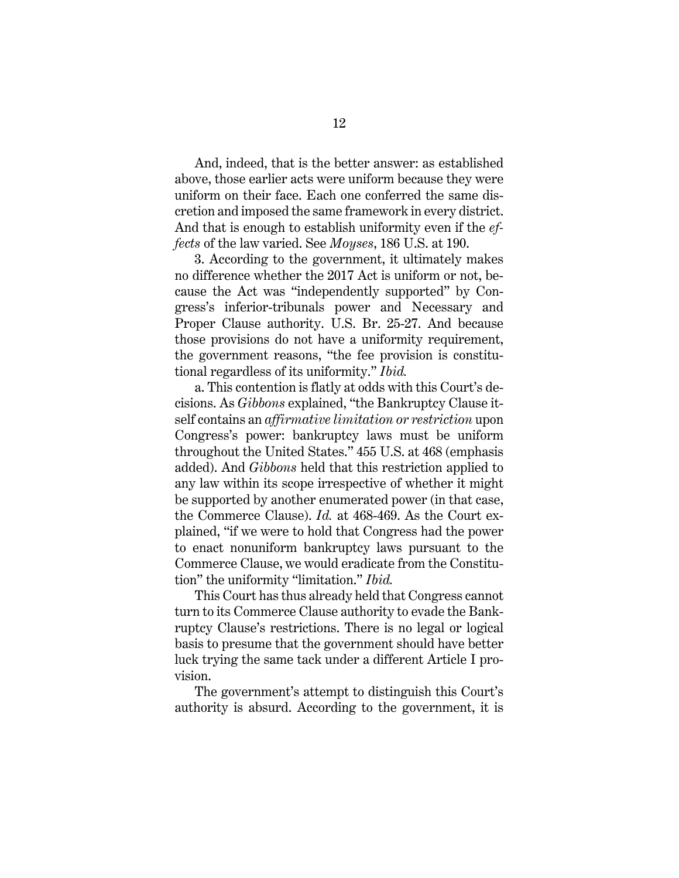And, indeed, that is the better answer: as established above, those earlier acts were uniform because they were uniform on their face. Each one conferred the same discretion and imposed the same framework in every district. And that is enough to establish uniformity even if the *effects* of the law varied. See *Moyses*, 186 U.S. at 190.

3. According to the government, it ultimately makes no difference whether the 2017 Act is uniform or not, because the Act was "independently supported" by Congress's inferior-tribunals power and Necessary and Proper Clause authority. U.S. Br. 25-27. And because those provisions do not have a uniformity requirement, the government reasons, "the fee provision is constitutional regardless of its uniformity." *Ibid.*

a. This contention is flatly at odds with this Court's decisions. As *Gibbons* explained, "the Bankruptcy Clause itself contains an *affirmative limitation or restriction* upon Congress's power: bankruptcy laws must be uniform throughout the United States." 455 U.S. at 468 (emphasis added). And *Gibbons* held that this restriction applied to any law within its scope irrespective of whether it might be supported by another enumerated power (in that case, the Commerce Clause). *Id.* at 468-469. As the Court explained, "if we were to hold that Congress had the power to enact nonuniform bankruptcy laws pursuant to the Commerce Clause, we would eradicate from the Constitution" the uniformity "limitation." *Ibid.*

This Court has thus already held that Congress cannot turn to its Commerce Clause authority to evade the Bankruptcy Clause's restrictions. There is no legal or logical basis to presume that the government should have better luck trying the same tack under a different Article I provision.

The government's attempt to distinguish this Court's authority is absurd. According to the government, it is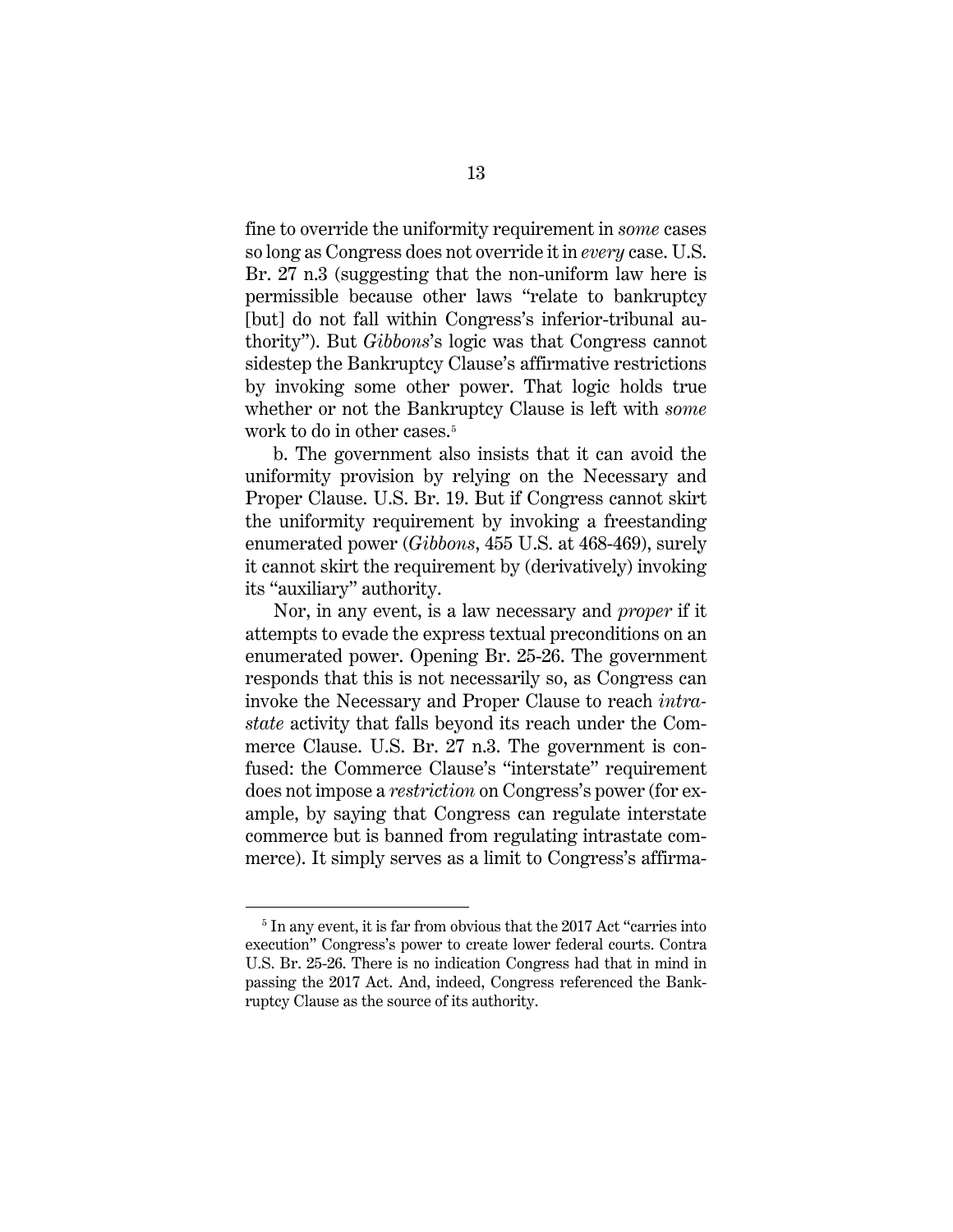fine to override the uniformity requirement in *some* cases so long as Congress does not override it in *every* case. U.S. Br. 27 n.3 (suggesting that the non-uniform law here is permissible because other laws "relate to bankruptcy [but] do not fall within Congress's inferior-tribunal authority"). But *Gibbons*'s logic was that Congress cannot sidestep the Bankruptcy Clause's affirmative restrictions by invoking some other power. That logic holds true whether or not the Bankruptcy Clause is left with *some* work to do in other cases.[5]

b. The government also insists that it can avoid the uniformity provision by relying on the Necessary and Proper Clause. U.S. Br. 19. But if Congress cannot skirt the uniformity requirement by invoking a freestanding enumerated power (*Gibbons*, 455 U.S. at 468-469), surely it cannot skirt the requirement by (derivatively) invoking its "auxiliary" authority.

Nor, in any event, is a law necessary and *proper* if it attempts to evade the express textual preconditions on an enumerated power. Opening Br. 25-26. The government responds that this is not necessarily so, as Congress can invoke the Necessary and Proper Clause to reach *intrastate* activity that falls beyond its reach under the Commerce Clause. U.S. Br. 27 n.3. The government is confused: the Commerce Clause's "interstate" requirement does not impose a *restriction* on Congress's power (for example, by saying that Congress can regulate interstate commerce but is banned from regulating intrastate commerce). It simply serves as a limit to Congress's affirma-

[5] In any event, it is far from obvious that the 2017 Act "carries into execution" Congress's power to create lower federal courts. Contra U.S. Br. 25-26. There is no indication Congress had that in mind in passing the 2017 Act. And, indeed, Congress referenced the Bankruptcy Clause as the source of its authority.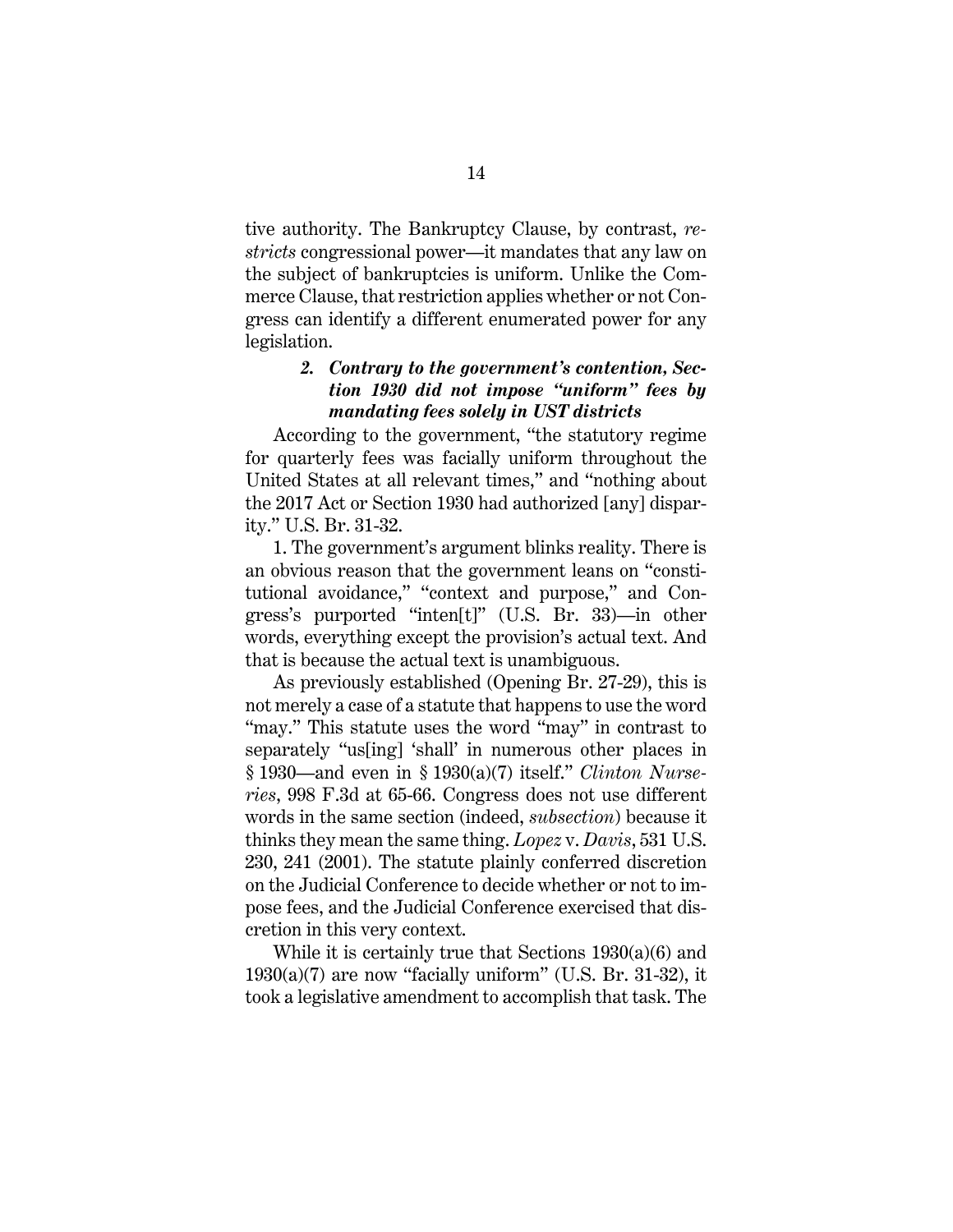tive authority. The Bankruptcy Clause, by contrast, *restricts* congressional power—it mandates that any law on the subject of bankruptcies is uniform. Unlike the Commerce Clause, that restriction applies whether or not Congress can identify a different enumerated power for any legislation.

#### *2. Contrary to the government's contention, Section 1930 did not impose "uniform" fees by mandating fees solely in UST districts*

According to the government, "the statutory regime for quarterly fees was facially uniform throughout the United States at all relevant times," and "nothing about the 2017 Act or Section 1930 had authorized [any] disparity." U.S. Br. 31-32.

1. The government's argument blinks reality. There is an obvious reason that the government leans on "constitutional avoidance," "context and purpose," and Congress's purported "inten[t]" (U.S. Br. 33)—in other words, everything except the provision's actual text. And that is because the actual text is unambiguous.

As previously established (Opening Br. 27-29), this is not merely a case of a statute that happens to use the word "may." This statute uses the word "may" in contrast to separately "us[ing] 'shall' in numerous other places in § 1930—and even in § 1930(a)(7) itself." *Clinton Nurseries*, 998 F.3d at 65-66. Congress does not use different words in the same section (indeed, *subsection*) because it thinks they mean the same thing. *Lopez* v. *Davis*, 531 U.S. 230, 241 (2001). The statute plainly conferred discretion on the Judicial Conference to decide whether or not to impose fees, and the Judicial Conference exercised that discretion in this very context.

While it is certainly true that Sections 1930(a)(6) and 1930(a)(7) are now "facially uniform" (U.S. Br. 31-32), it took a legislative amendment to accomplish that task. The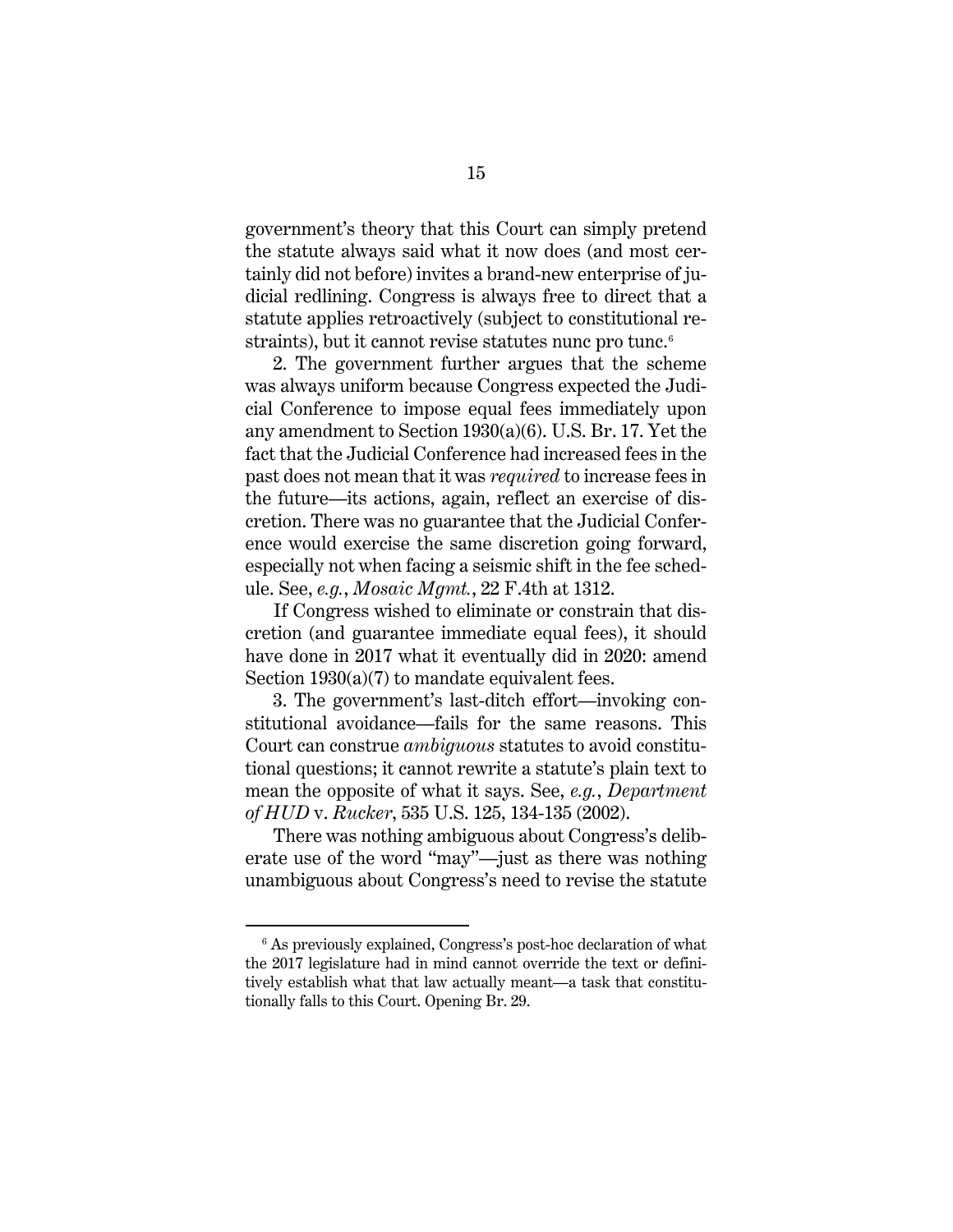government's theory that this Court can simply pretend the statute always said what it now does (and most certainly did not before) invites a brand-new enterprise of judicial redlining. Congress is always free to direct that a statute applies retroactively (subject to constitutional restraints), but it cannot revise statutes nunc pro tunc.[6]

2. The government further argues that the scheme was always uniform because Congress expected the Judicial Conference to impose equal fees immediately upon any amendment to Section 1930(a)(6). U.S. Br. 17. Yet the fact that the Judicial Conference had increased fees in the past does not mean that it was *required* to increase fees in the future—its actions, again, reflect an exercise of discretion. There was no guarantee that the Judicial Conference would exercise the same discretion going forward, especially not when facing a seismic shift in the fee schedule. See, *e.g.*, *Mosaic Mgmt.*, 22 F.4th at 1312.

If Congress wished to eliminate or constrain that discretion (and guarantee immediate equal fees), it should have done in 2017 what it eventually did in 2020: amend Section 1930(a)(7) to mandate equivalent fees.

3. The government's last-ditch effort—invoking constitutional avoidance—fails for the same reasons. This Court can construe *ambiguous* statutes to avoid constitutional questions; it cannot rewrite a statute's plain text to mean the opposite of what it says. See, *e.g.*, *Department of HUD* v. *Rucker*, 535 U.S. 125, 134-135 (2002).

There was nothing ambiguous about Congress's deliberate use of the word "may"—just as there was nothing unambiguous about Congress's need to revise the statute

---

[6] As previously explained, Congress's post-hoc declaration of what the 2017 legislature had in mind cannot override the text or definitively establish what that law actually meant—a task that constitutionally falls to this Court. Opening Br. 29.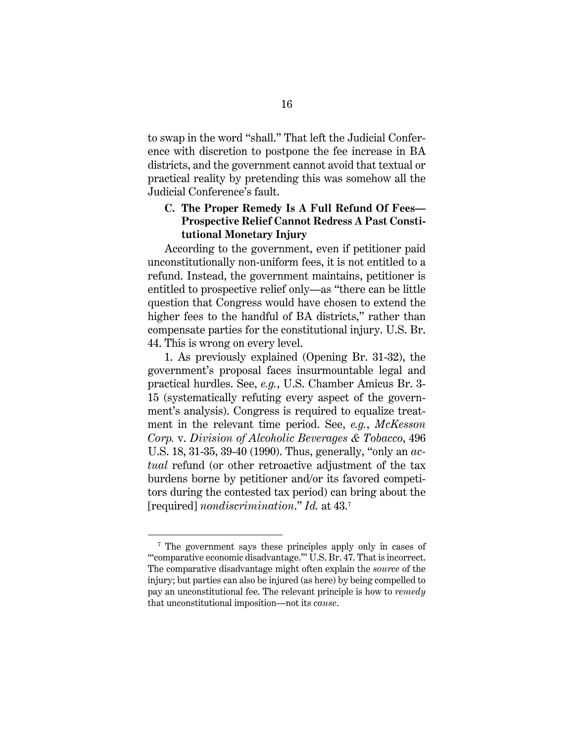to swap in the word "shall." That left the Judicial Conference with discretion to postpone the fee increase in BA districts, and the government cannot avoid that textual or practical reality by pretending this was somehow all the Judicial Conference's fault.

### C. The Proper Remedy Is A Full Refund Of Fees—Prospective Relief Cannot Redress A Past Constitutional Monetary Injury

According to the government, even if petitioner paid unconstitutionally non-uniform fees, it is not entitled to a refund. Instead, the government maintains, petitioner is entitled to prospective relief only—as "there can be little question that Congress would have chosen to extend the higher fees to the handful of BA districts," rather than compensate parties for the constitutional injury. U.S. Br. 44. This is wrong on every level.

1. As previously explained (Opening Br. 31-32), the government's proposal faces insurmountable legal and practical hurdles. See, *e.g.*, U.S. Chamber Amicus Br. 3-15 (systematically refuting every aspect of the government's analysis). Congress is required to equalize treatment in the relevant time period. See, *e.g.*, *McKesson Corp.* v. *Division of Alcoholic Beverages & Tobacco*, 496 U.S. 18, 31-35, 39-40 (1990). Thus, generally, "only an *actual* refund (or other retroactive adjustment of the tax burdens borne by petitioner and/or its favored competitors during the contested tax period) can bring about the [required] *nondiscrimination*." *Id.* at 43.[7]

---

[7] The government says these principles apply only in cases of "'comparative economic disadvantage.'" U.S. Br. 47. That is incorrect. The comparative disadvantage might often explain the *source* of the injury; but parties can also be injured (as here) by being compelled to pay an unconstitutional fee. The relevant principle is how to *remedy* that unconstitutional imposition—not its *cause*.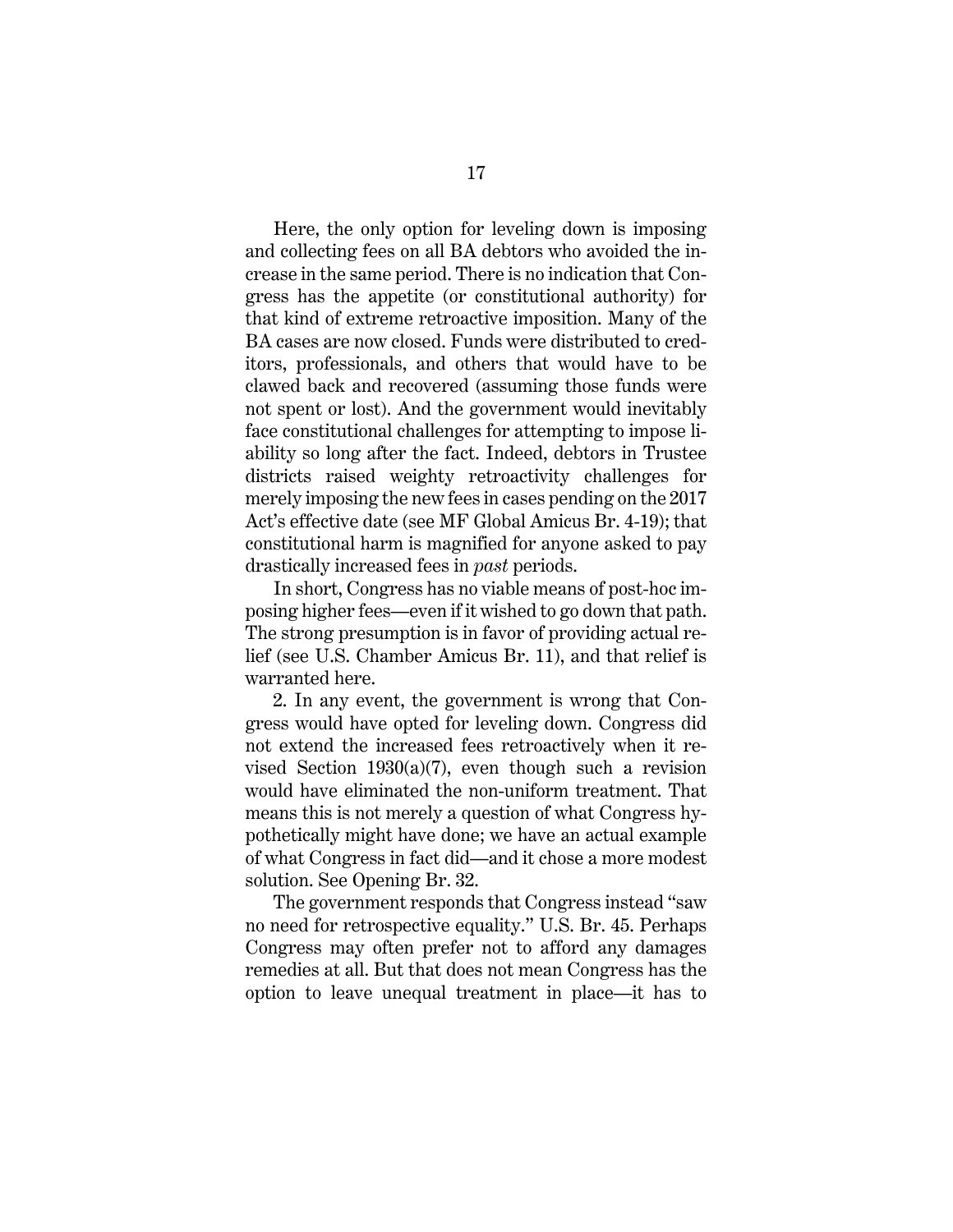Here, the only option for leveling down is imposing and collecting fees on all BA debtors who avoided the increase in the same period. There is no indication that Congress has the appetite (or constitutional authority) for that kind of extreme retroactive imposition. Many of the BA cases are now closed. Funds were distributed to creditors, professionals, and others that would have to be clawed back and recovered (assuming those funds were not spent or lost). And the government would inevitably face constitutional challenges for attempting to impose liability so long after the fact. Indeed, debtors in Trustee districts raised weighty retroactivity challenges for merely imposing the new fees in cases pending on the 2017 Act's effective date (see MF Global Amicus Br. 4-19); that constitutional harm is magnified for anyone asked to pay drastically increased fees in *past* periods.

In short, Congress has no viable means of post-hoc imposing higher fees—even if it wished to go down that path. The strong presumption is in favor of providing actual relief (see U.S. Chamber Amicus Br. 11), and that relief is warranted here.

2. In any event, the government is wrong that Congress would have opted for leveling down. Congress did not extend the increased fees retroactively when it revised Section 1930(a)(7), even though such a revision would have eliminated the non-uniform treatment. That means this is not merely a question of what Congress hypothetically might have done; we have an actual example of what Congress in fact did—and it chose a more modest solution. See Opening Br. 32.

The government responds that Congress instead "saw no need for retrospective equality." U.S. Br. 45. Perhaps Congress may often prefer not to afford any damages remedies at all. But that does not mean Congress has the option to leave unequal treatment in place—it has to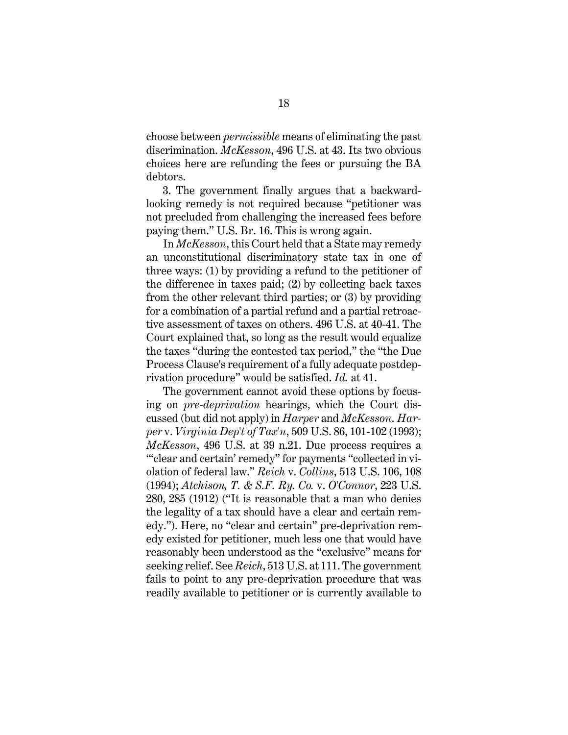choose between *permissible* means of eliminating the past discrimination. *McKesson*, 496 U.S. at 43. Its two obvious choices here are refunding the fees or pursuing the BA debtors.

3. The government finally argues that a backward-looking remedy is not required because "petitioner was not precluded from challenging the increased fees before paying them." U.S. Br. 16. This is wrong again.

In *McKesson*, this Court held that a State may remedy an unconstitutional discriminatory state tax in one of three ways: (1) by providing a refund to the petitioner of the difference in taxes paid; (2) by collecting back taxes from the other relevant third parties; or (3) by providing for a combination of a partial refund and a partial retroactive assessment of taxes on others. 496 U.S. at 40-41. The Court explained that, so long as the result would equalize the taxes "during the contested tax period," the "the Due Process Clause's requirement of a fully adequate postdeprivation procedure" would be satisfied. *Id.* at 41.

The government cannot avoid these options by focusing on *pre-deprivation* hearings, which the Court discussed (but did not apply) in *Harper* and *McKesson*. *Harper* v. *Virginia Dep't of Tax'n*, 509 U.S. 86, 101-102 (1993); *McKesson*, 496 U.S. at 39 n.21. Due process requires a "'clear and certain' remedy" for payments "collected in violation of federal law." *Reich* v. *Collins*, 513 U.S. 106, 108 (1994); *Atchison, T. & S.F. Ry. Co.* v. *O'Connor*, 223 U.S. 280, 285 (1912) ("It is reasonable that a man who denies the legality of a tax should have a clear and certain remedy."). Here, no "clear and certain" pre-deprivation remedy existed for petitioner, much less one that would have reasonably been understood as the "exclusive" means for seeking relief. See *Reich*, 513 U.S. at 111. The government fails to point to any pre-deprivation procedure that was readily available to petitioner or is currently available to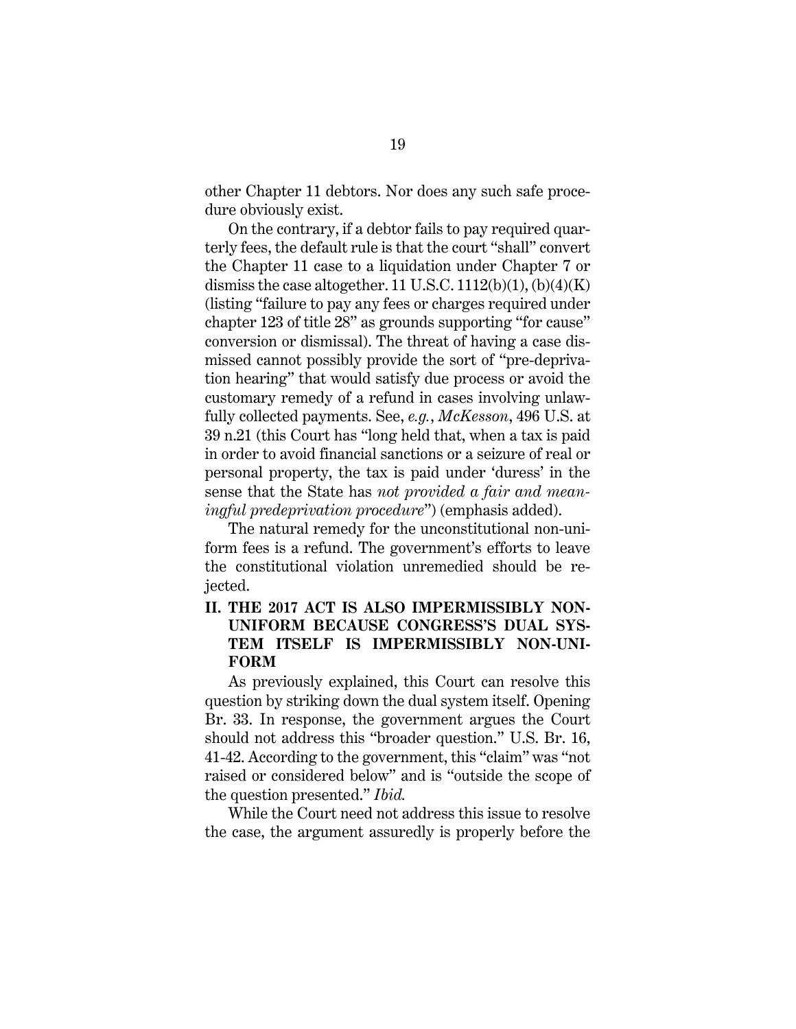other Chapter 11 debtors. Nor does any such safe procedure obviously exist.

On the contrary, if a debtor fails to pay required quarterly fees, the default rule is that the court "shall" convert the Chapter 11 case to a liquidation under Chapter 7 or dismiss the case altogether. 11 U.S.C. 1112(b)(1), (b)(4)(K) (listing "failure to pay any fees or charges required under chapter 123 of title 28" as grounds supporting "for cause" conversion or dismissal). The threat of having a case dismissed cannot possibly provide the sort of "pre-deprivation hearing" that would satisfy due process or avoid the customary remedy of a refund in cases involving unlawfully collected payments. See, *e.g.*, *McKesson*, 496 U.S. at 39 n.21 (this Court has "long held that, when a tax is paid in order to avoid financial sanctions or a seizure of real or personal property, the tax is paid under 'duress' in the sense that the State has *not provided a fair and meaningful predeprivation procedure*") (emphasis added).

The natural remedy for the unconstitutional non-uniform fees is a refund. The government's efforts to leave the constitutional violation unremedied should be rejected.

## II. THE 2017 ACT IS ALSO IMPERMISSIBLY NON-UNIFORM BECAUSE CONGRESS'S DUAL SYSTEM ITSELF IS IMPERMISSIBLY NON-UNIFORM

As previously explained, this Court can resolve this question by striking down the dual system itself. Opening Br. 33. In response, the government argues the Court should not address this "broader question." U.S. Br. 16, 41-42. According to the government, this "claim" was "not raised or considered below" and is "outside the scope of the question presented." *Ibid.*

While the Court need not address this issue to resolve the case, the argument assuredly is properly before the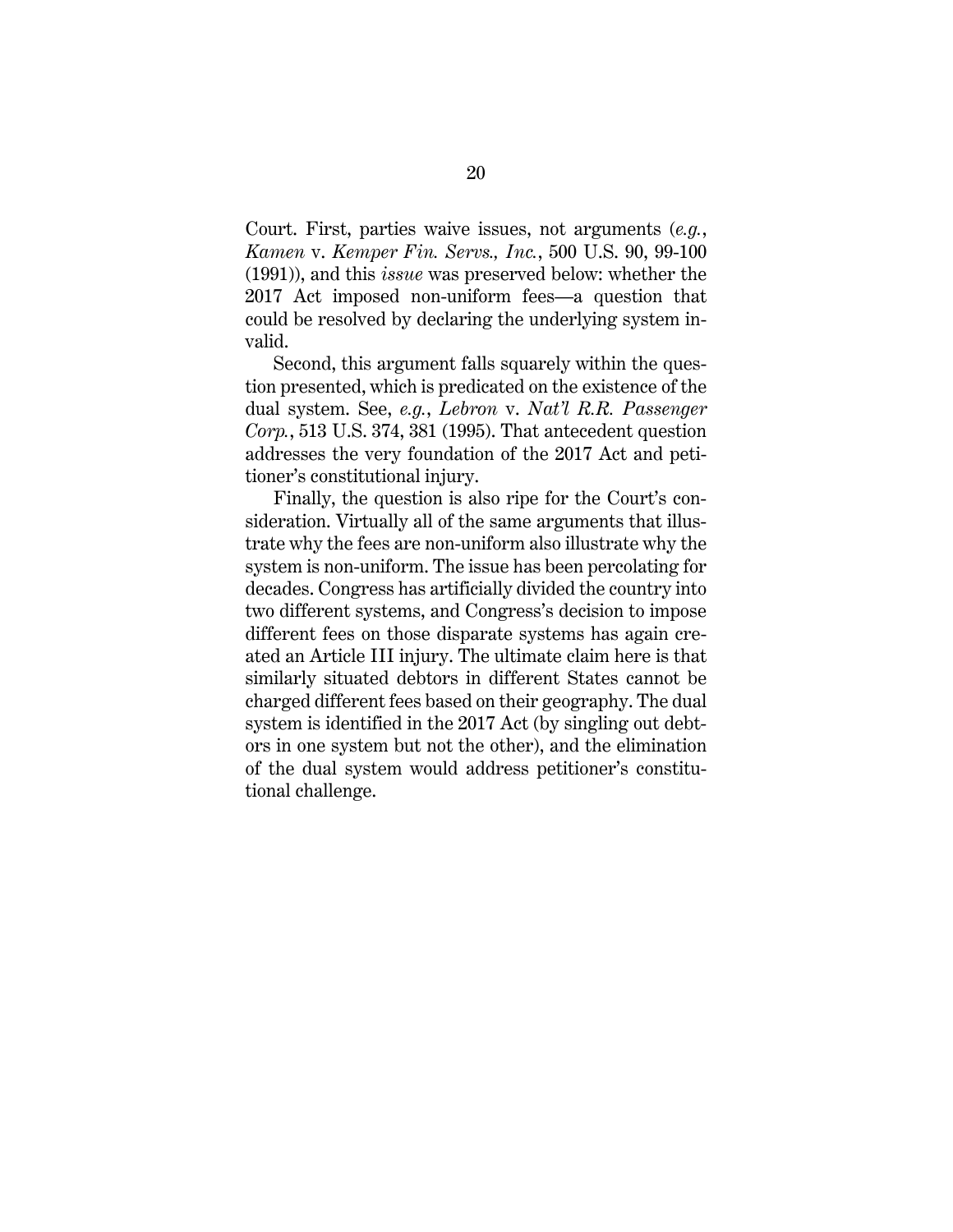Court. First, parties waive issues, not arguments (*e.g.*, *Kamen* v. *Kemper Fin. Servs., Inc.*, 500 U.S. 90, 99-100 (1991)), and this *issue* was preserved below: whether the 2017 Act imposed non-uniform fees—a question that could be resolved by declaring the underlying system invalid.

Second, this argument falls squarely within the question presented, which is predicated on the existence of the dual system. See, *e.g.*, *Lebron* v. *Nat'l R.R. Passenger Corp.*, 513 U.S. 374, 381 (1995). That antecedent question addresses the very foundation of the 2017 Act and petitioner's constitutional injury.

Finally, the question is also ripe for the Court's consideration. Virtually all of the same arguments that illustrate why the fees are non-uniform also illustrate why the system is non-uniform. The issue has been percolating for decades. Congress has artificially divided the country into two different systems, and Congress's decision to impose different fees on those disparate systems has again created an Article III injury. The ultimate claim here is that similarly situated debtors in different States cannot be charged different fees based on their geography. The dual system is identified in the 2017 Act (by singling out debtors in one system but not the other), and the elimination of the dual system would address petitioner's constitutional challenge.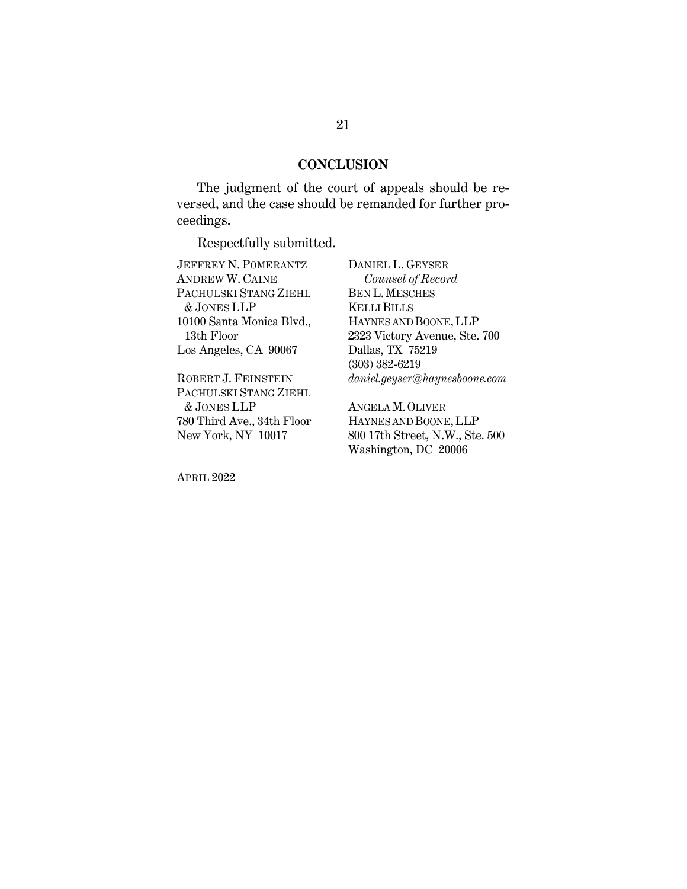## CONCLUSION

The judgment of the court of appeals should be reversed, and the case should be remanded for further proceedings.

Respectfully submitted.

JEFFREY N. POMERANTZ
ANDREW W. CAINE
PACHULSKI STANG ZIEHL & JONES LLP
10100 Santa Monica Blvd., 13th Floor
Los Angeles, CA 90067

ROBERT J. FEINSTEIN
PACHULSKI STANG ZIEHL & JONES LLP
780 Third Ave., 34th Floor
New York, NY 10017

DANIEL L. GEYSER
*Counsel of Record*
BEN L. MESCHES
KELLI BILLS
HAYNES AND BOONE, LLP
2323 Victory Avenue, Ste. 700
Dallas, TX 75219
(303) 382-6219
*daniel.geyser@haynesboone.com*

ANGELA M. OLIVER
HAYNES AND BOONE, LLP
800 17th Street, N.W., Ste. 500
Washington, DC 20006

APRIL 2022